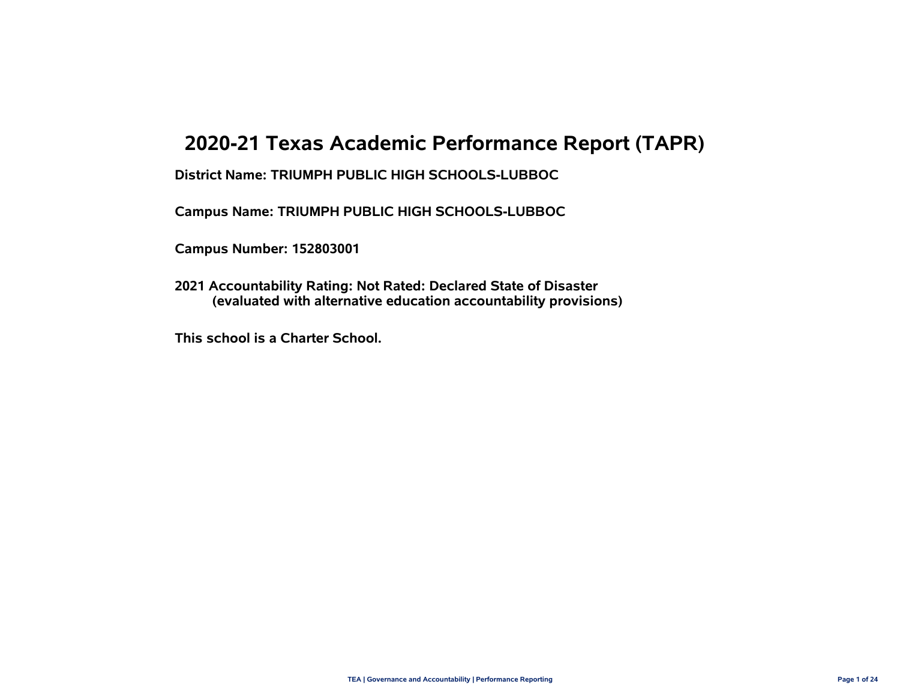# 2020-21 Texas Academic Performance Report (TAPR)

**District Name: TRIUMPH PUBLIC HIGH SCHOOLS-LUBBOC**

**Campus Name: TRIUMPH PUBLIC HIGH SCHOOLS-LUBBOC**

**Campus Number: 152803001**

**2021 Accountability Rating: Not Rated: Declared State of Disaster**
**(evaluated with alternative education accountability provisions)**

**This school is a Charter School.**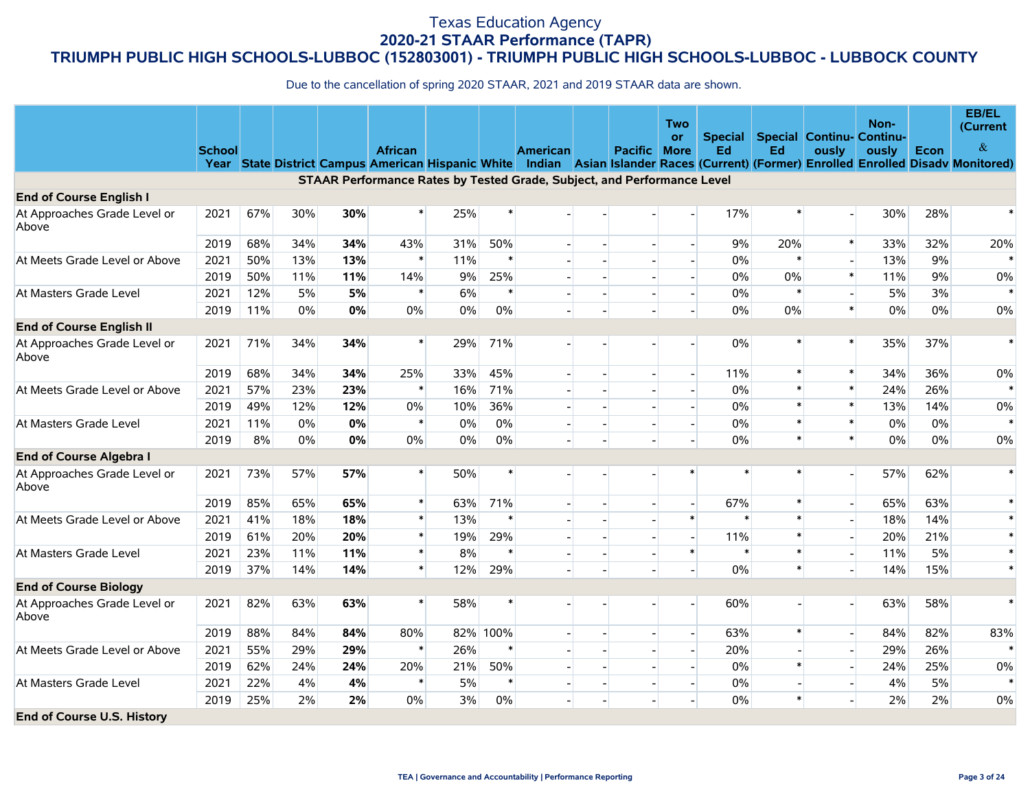# Texas Education Agency
## 2020-21 STAAR Performance (TAPR)
## TRIUMPH PUBLIC HIGH SCHOOLS-LUBBOC (152803001) - TRIUMPH PUBLIC HIGH SCHOOLS-LUBBOC - LUBBOCK COUNTY

Due to the cancellation of spring 2020 STAAR, 2021 and 2019 STAAR data are shown.

| | School Year | State | District | Campus | African American | Hispanic | White | American Indian | Asian | Pacific Islander | Two or More Races | Special Ed (Current) | Special Ed (Former) | Continuously Enrolled | Non-Continuously Enrolled | Econ Disadv | EB/EL (Current & Monitored) |
|---|---|---|---|---|---|---|---|---|---|---|---|---|---|---|---|---|---|
| **STAAR Performance Rates by Tested Grade, Subject, and Performance Level** | | | | | | | | | | | | | | | | | |
| **End of Course English I** | | | | | | | | | | | | | | | | | |
| At Approaches Grade Level or Above | 2021 | 67% | 30% | **30%** | * | 25% | * | - | - | - | - | 17% | * | - | 30% | 28% | * |
| | 2019 | 68% | 34% | **34%** | 43% | 31% | 50% | - | - | - | - | 9% | 20% | * | 33% | 32% | 20% |
| At Meets Grade Level or Above | 2021 | 50% | 13% | **13%** | * | 11% | * | - | - | - | - | 0% | * | - | 13% | 9% | * |
| | 2019 | 50% | 11% | **11%** | 14% | 9% | 25% | - | - | - | - | 0% | 0% | * | 11% | 9% | 0% |
| At Masters Grade Level | 2021 | 12% | 5% | **5%** | * | 6% | * | - | - | - | - | 0% | * | - | 5% | 3% | * |
| | 2019 | 11% | 0% | **0%** | 0% | 0% | 0% | - | - | - | - | 0% | 0% | * | 0% | 0% | 0% |
| **End of Course English II** | | | | | | | | | | | | | | | | | |
| At Approaches Grade Level or Above | 2021 | 71% | 34% | **34%** | * | 29% | 71% | - | - | - | - | 0% | * | * | 35% | 37% | * |
| | 2019 | 68% | 34% | **34%** | 25% | 33% | 45% | - | - | - | - | 11% | * | * | 34% | 36% | 0% |
| At Meets Grade Level or Above | 2021 | 57% | 23% | **23%** | * | 16% | 71% | - | - | - | - | 0% | * | * | 24% | 26% | * |
| | 2019 | 49% | 12% | **12%** | 0% | 10% | 36% | - | - | - | - | 0% | * | * | 13% | 14% | 0% |
| At Masters Grade Level | 2021 | 11% | 0% | **0%** | * | 0% | 0% | - | - | - | - | 0% | * | * | 0% | 0% | * |
| | 2019 | 8% | 0% | **0%** | 0% | 0% | 0% | - | - | - | - | 0% | * | * | 0% | 0% | 0% |
| **End of Course Algebra I** | | | | | | | | | | | | | | | | | |
| At Approaches Grade Level or Above | 2021 | 73% | 57% | **57%** | * | 50% | * | - | - | - | * | * | * | - | 57% | 62% | * |
| | 2019 | 85% | 65% | **65%** | * | 63% | 71% | - | - | - | - | 67% | * | - | 65% | 63% | * |
| At Meets Grade Level or Above | 2021 | 41% | 18% | **18%** | * | 13% | * | - | - | - | * | * | * | - | 18% | 14% | * |
| | 2019 | 61% | 20% | **20%** | * | 19% | 29% | - | - | - | - | 11% | * | - | 20% | 21% | * |
| At Masters Grade Level | 2021 | 23% | 11% | **11%** | * | 8% | * | - | - | - | * | * | * | - | 11% | 5% | * |
| | 2019 | 37% | 14% | **14%** | * | 12% | 29% | - | - | - | - | 0% | * | - | 14% | 15% | * |
| **End of Course Biology** | | | | | | | | | | | | | | | | | |
| At Approaches Grade Level or Above | 2021 | 82% | 63% | **63%** | * | 58% | * | - | - | - | - | 60% | - | - | 63% | 58% | * |
| | 2019 | 88% | 84% | **84%** | 80% | 82% | 100% | - | - | - | - | 63% | * | - | 84% | 82% | 83% |
| At Meets Grade Level or Above | 2021 | 55% | 29% | **29%** | * | 26% | * | - | - | - | - | 20% | - | - | 29% | 26% | * |
| | 2019 | 62% | 24% | **24%** | 20% | 21% | 50% | - | - | - | - | 0% | * | - | 24% | 25% | 0% |
| At Masters Grade Level | 2021 | 22% | 4% | **4%** | * | 5% | * | - | - | - | - | 0% | - | - | 4% | 5% | * |
| | 2019 | 25% | 2% | **2%** | 0% | 3% | 0% | - | - | - | - | 0% | * | - | 2% | 2% | 0% |
| **End of Course U.S. History** | | | | | | | | | | | | | | | | | |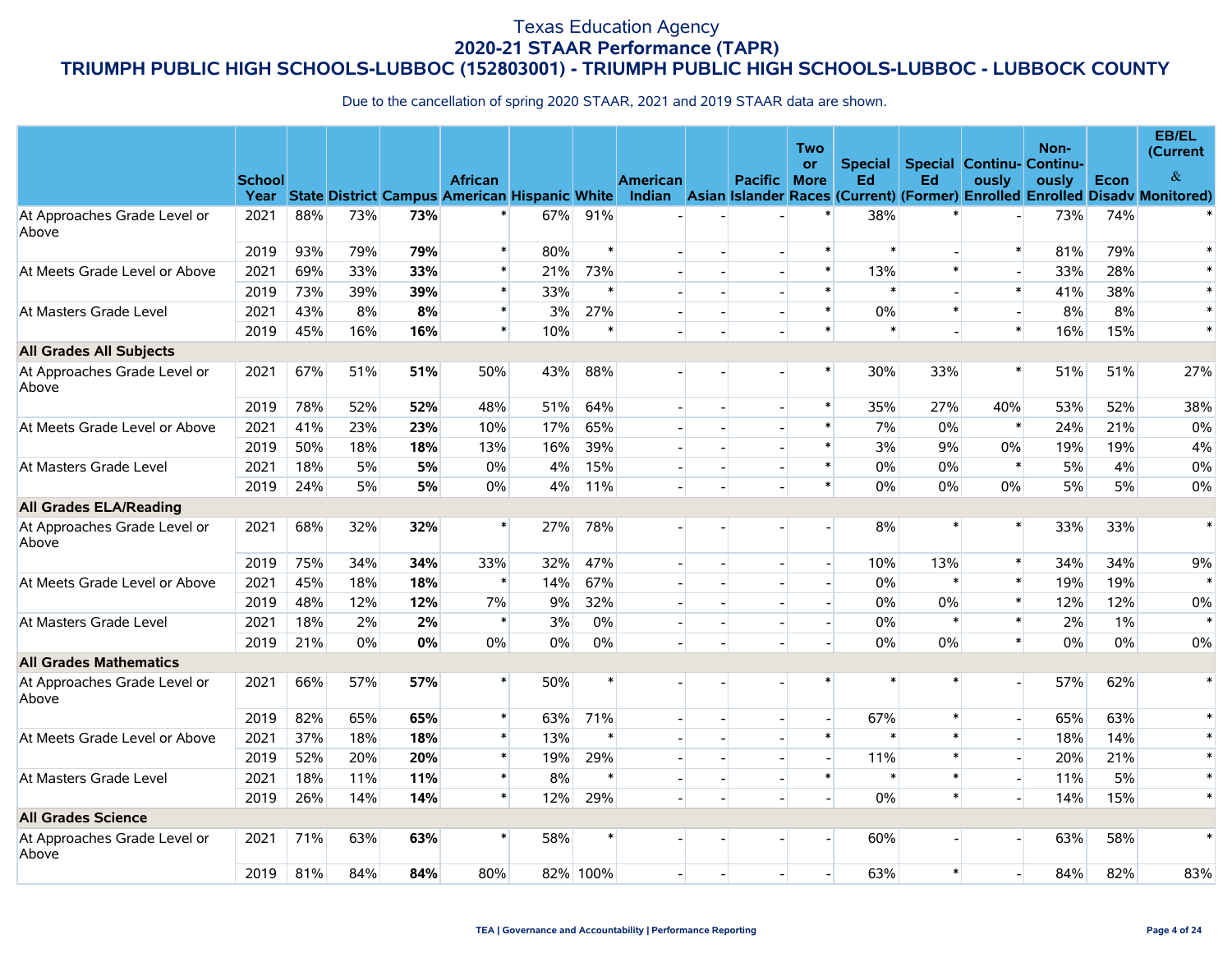# Texas Education Agency
## 2020-21 STAAR Performance (TAPR)
## TRIUMPH PUBLIC HIGH SCHOOLS-LUBBOC (152803001) - TRIUMPH PUBLIC HIGH SCHOOLS-LUBBOC - LUBBOCK COUNTY

Due to the cancellation of spring 2020 STAAR, 2021 and 2019 STAAR data are shown.

| | School Year | State | District | Campus | African American | Hispanic | White | American Indian | Asian | Pacific Islander | Two or More Races | Special Ed (Current) | Special Ed (Former) | Continuously Enrolled | Non-Continuously Enrolled | Econ Disadv | EB/EL (Current & Monitored) |
|---|---|---|---|---|---|---|---|---|---|---|---|---|---|---|---|---|---|
| At Approaches Grade Level or Above | 2021 | 88% | 73% | **73%** | * | 67% | 91% | - | - | - | * | 38% | * | - | 73% | 74% | * |
| | 2019 | 93% | 79% | **79%** | * | 80% | * | - | - | - | * | * | - | * | 81% | 79% | * |
| At Meets Grade Level or Above | 2021 | 69% | 33% | **33%** | * | 21% | 73% | - | - | - | * | 13% | * | - | 33% | 28% | * |
| | 2019 | 73% | 39% | **39%** | * | 33% | * | - | - | - | * | * | - | * | 41% | 38% | * |
| At Masters Grade Level | 2021 | 43% | 8% | **8%** | * | 3% | 27% | - | - | - | * | 0% | * | - | 8% | 8% | * |
| | 2019 | 45% | 16% | **16%** | * | 10% | * | - | - | - | * | * | - | * | 16% | 15% | * |
| **All Grades All Subjects** | | | | | | | | | | | | | | | | | |
| At Approaches Grade Level or Above | 2021 | 67% | 51% | **51%** | 50% | 43% | 88% | - | - | - | * | 30% | 33% | * | 51% | 51% | 27% |
| | 2019 | 78% | 52% | **52%** | 48% | 51% | 64% | - | - | - | * | 35% | 27% | 40% | 53% | 52% | 38% |
| At Meets Grade Level or Above | 2021 | 41% | 23% | **23%** | 10% | 17% | 65% | - | - | - | * | 7% | 0% | * | 24% | 21% | 0% |
| | 2019 | 50% | 18% | **18%** | 13% | 16% | 39% | - | - | - | * | 3% | 9% | 0% | 19% | 19% | 4% |
| At Masters Grade Level | 2021 | 18% | 5% | **5%** | 0% | 4% | 15% | - | - | - | * | 0% | 0% | * | 5% | 4% | 0% |
| | 2019 | 24% | 5% | **5%** | 0% | 4% | 11% | - | - | - | * | 0% | 0% | 0% | 5% | 5% | 0% |
| **All Grades ELA/Reading** | | | | | | | | | | | | | | | | | |
| At Approaches Grade Level or Above | 2021 | 68% | 32% | **32%** | * | 27% | 78% | - | - | - | - | 8% | * | * | 33% | 33% | * |
| | 2019 | 75% | 34% | **34%** | 33% | 32% | 47% | - | - | - | - | 10% | 13% | * | 34% | 34% | 9% |
| At Meets Grade Level or Above | 2021 | 45% | 18% | **18%** | * | 14% | 67% | - | - | - | - | 0% | * | * | 19% | 19% | * |
| | 2019 | 48% | 12% | **12%** | 7% | 9% | 32% | - | - | - | - | 0% | 0% | * | 12% | 12% | 0% |
| At Masters Grade Level | 2021 | 18% | 2% | **2%** | * | 3% | 0% | - | - | - | - | 0% | * | * | 2% | 1% | * |
| | 2019 | 21% | 0% | **0%** | 0% | 0% | 0% | - | - | - | - | 0% | 0% | * | 0% | 0% | 0% |
| **All Grades Mathematics** | | | | | | | | | | | | | | | | | |
| At Approaches Grade Level or Above | 2021 | 66% | 57% | **57%** | * | 50% | * | - | - | - | * | * | * | - | 57% | 62% | * |
| | 2019 | 82% | 65% | **65%** | * | 63% | 71% | - | - | - | - | 67% | * | - | 65% | 63% | * |
| At Meets Grade Level or Above | 2021 | 37% | 18% | **18%** | * | 13% | * | - | - | - | * | * | * | - | 18% | 14% | * |
| | 2019 | 52% | 20% | **20%** | * | 19% | 29% | - | - | - | - | 11% | * | - | 20% | 21% | * |
| At Masters Grade Level | 2021 | 18% | 11% | **11%** | * | 8% | * | - | - | - | * | * | * | - | 11% | 5% | * |
| | 2019 | 26% | 14% | **14%** | * | 12% | 29% | - | - | - | - | 0% | * | - | 14% | 15% | * |
| **All Grades Science** | | | | | | | | | | | | | | | | | |
| At Approaches Grade Level or Above | 2021 | 71% | 63% | **63%** | * | 58% | * | - | - | - | - | 60% | - | - | 63% | 58% | * |
| | 2019 | 81% | 84% | **84%** | 80% | 82% | 100% | - | - | - | - | 63% | * | - | 84% | 82% | 83% |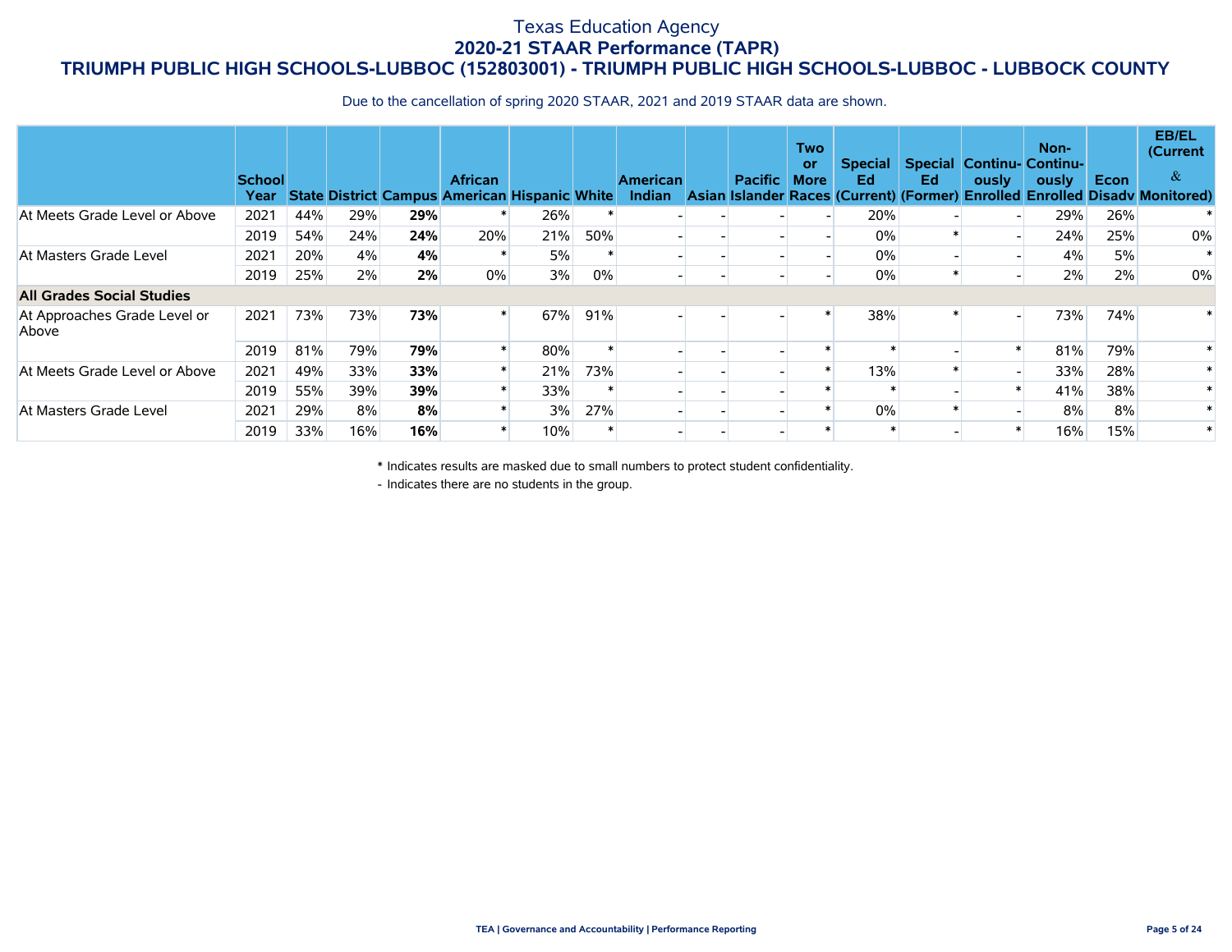# Texas Education Agency
## 2020-21 STAAR Performance (TAPR)
## TRIUMPH PUBLIC HIGH SCHOOLS-LUBBOC (152803001) - TRIUMPH PUBLIC HIGH SCHOOLS-LUBBOC - LUBBOCK COUNTY

Due to the cancellation of spring 2020 STAAR, 2021 and 2019 STAAR data are shown.

| | School Year | State | District | Campus | African American | Hispanic | White | American Indian | Asian | Pacific Islander | Two or More Races | Special Ed (Current) | Special Ed (Former) | Continu-ously Enrolled | Non-Continu-ously Enrolled | Econ Disadv | EB/EL (Current & Monitored) |
|---|---|---|---|---|---|---|---|---|---|---|---|---|---|---|---|---|---|
| At Meets Grade Level or Above | 2021 | 44% | 29% | **29%** | * | 26% | * | - | - | - | - | 20% | - | - | 29% | 26% | * |
| | 2019 | 54% | 24% | **24%** | 20% | 21% | 50% | - | - | - | - | 0% | * | - | 24% | 25% | 0% |
| At Masters Grade Level | 2021 | 20% | 4% | **4%** | * | 5% | * | - | - | - | - | 0% | - | - | 4% | 5% | * |
| | 2019 | 25% | 2% | **2%** | 0% | 3% | 0% | - | - | - | - | 0% | * | - | 2% | 2% | 0% |
| **All Grades Social Studies** | | | | | | | | | | | | | | | | | |
| At Approaches Grade Level or Above | 2021 | 73% | 73% | **73%** | * | 67% | 91% | - | - | - | * | 38% | * | - | 73% | 74% | * |
| | 2019 | 81% | 79% | **79%** | * | 80% | * | - | - | - | * | * | - | * | 81% | 79% | * |
| At Meets Grade Level or Above | 2021 | 49% | 33% | **33%** | * | 21% | 73% | - | - | - | * | 13% | * | - | 33% | 28% | * |
| | 2019 | 55% | 39% | **39%** | * | 33% | * | - | - | - | * | * | - | * | 41% | 38% | * |
| At Masters Grade Level | 2021 | 29% | 8% | **8%** | * | 3% | 27% | - | - | - | * | 0% | * | - | 8% | 8% | * |
| | 2019 | 33% | 16% | **16%** | * | 10% | * | - | - | - | * | * | - | * | 16% | 15% | * |

\* Indicates results are masked due to small numbers to protect student confidentiality.

\- Indicates there are no students in the group.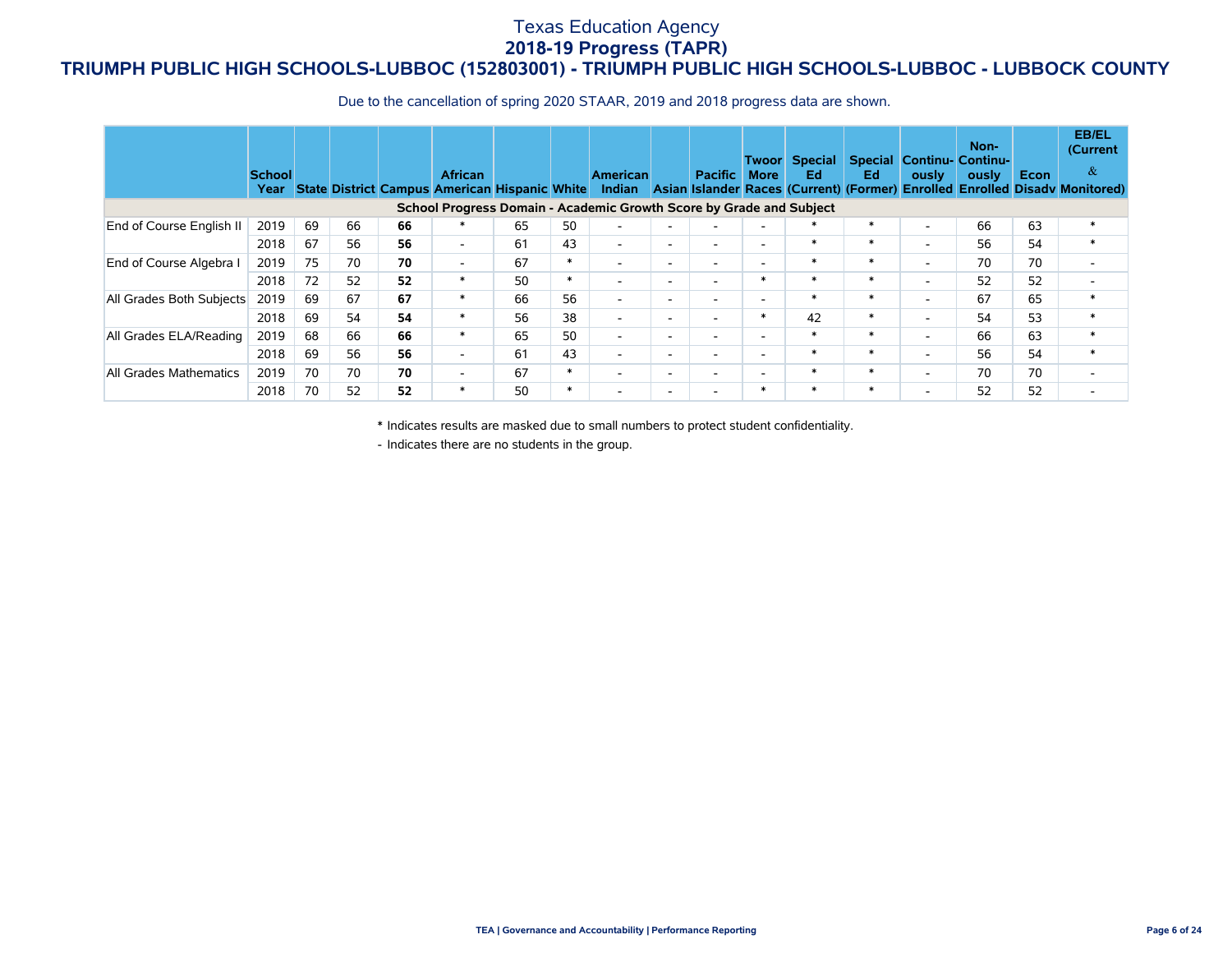# Texas Education Agency

## 2018-19 Progress (TAPR)

## TRIUMPH PUBLIC HIGH SCHOOLS-LUBBOC (152803001) - TRIUMPH PUBLIC HIGH SCHOOLS-LUBBOC - LUBBOCK COUNTY

Due to the cancellation of spring 2020 STAAR, 2019 and 2018 progress data are shown.

| | School Year | State | District | Campus | African American | Hispanic | White | American Indian | Asian | Pacific Islander | Twoor More Races | Special Ed (Current) | Special Ed (Former) | Continu-ously Enrolled | Non-Continu-ously Enrolled | Econ Disadv | EB/EL (Current & Monitored) |
|---|---|---|---|---|---|---|---|---|---|---|---|---|---|---|---|---|---|
| **School Progress Domain - Academic Growth Score by Grade and Subject** | | | | | | | | | | | | | | | | | |
| End of Course English II | 2019 | 69 | 66 | **66** | * | 65 | 50 | - | - | - | - | * | * | - | 66 | 63 | * |
| | 2018 | 67 | 56 | **56** | - | 61 | 43 | - | - | - | - | * | * | - | 56 | 54 | * |
| End of Course Algebra I | 2019 | 75 | 70 | **70** | - | 67 | * | - | - | - | - | * | * | - | 70 | 70 | - |
| | 2018 | 72 | 52 | **52** | * | 50 | * | - | - | - | * | * | * | - | 52 | 52 | - |
| All Grades Both Subjects | 2019 | 69 | 67 | **67** | * | 66 | 56 | - | - | - | - | * | * | - | 67 | 65 | * |
| | 2018 | 69 | 54 | **54** | * | 56 | 38 | - | - | - | * | 42 | * | - | 54 | 53 | * |
| All Grades ELA/Reading | 2019 | 68 | 66 | **66** | * | 65 | 50 | - | - | - | - | * | * | - | 66 | 63 | * |
| | 2018 | 69 | 56 | **56** | - | 61 | 43 | - | - | - | - | * | * | - | 56 | 54 | * |
| All Grades Mathematics | 2019 | 70 | 70 | **70** | - | 67 | * | - | - | - | - | * | * | - | 70 | 70 | - |
| | 2018 | 70 | 52 | **52** | * | 50 | * | - | - | - | * | * | * | - | 52 | 52 | - |

\* Indicates results are masked due to small numbers to protect student confidentiality.

\- Indicates there are no students in the group.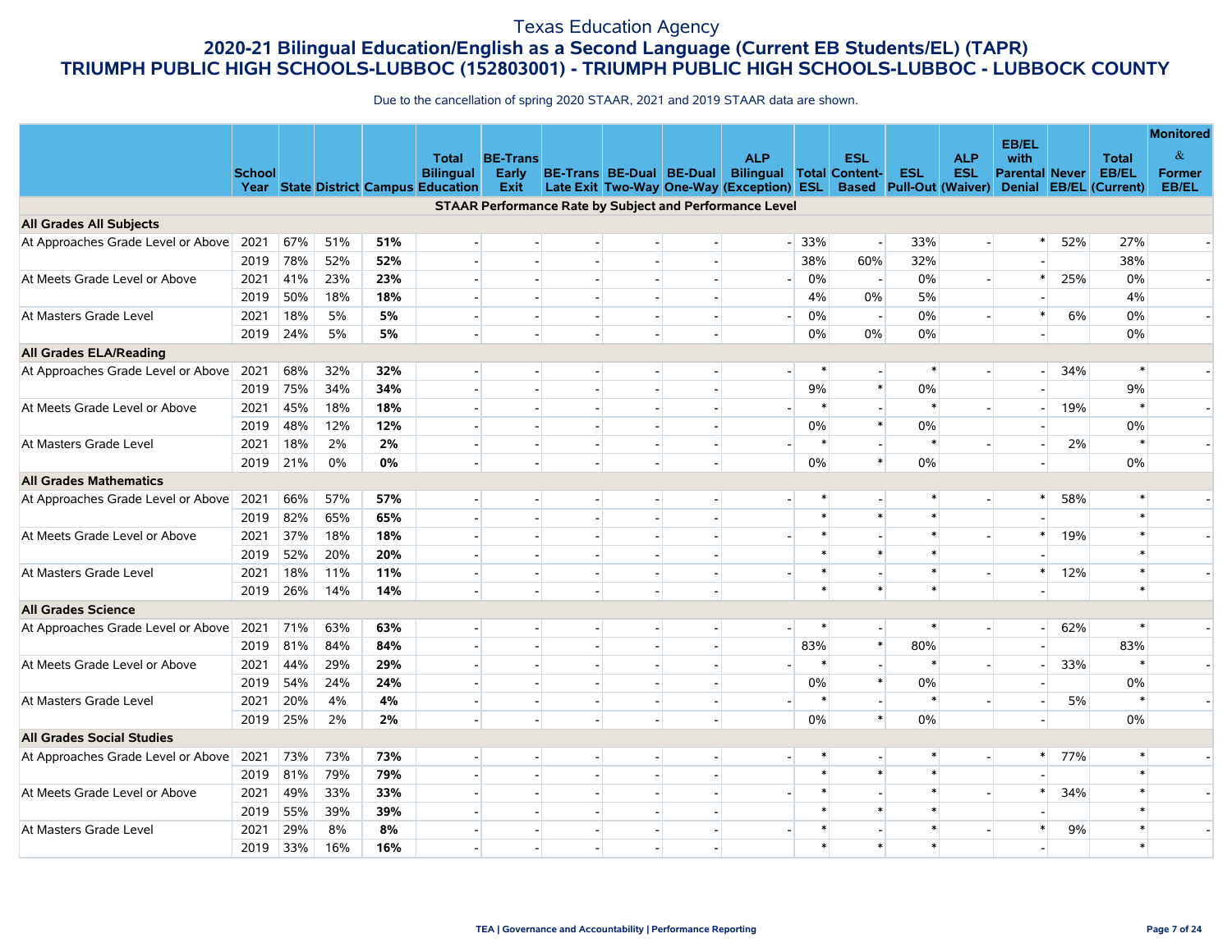# Texas Education Agency

## 2020-21 Bilingual Education/English as a Second Language (Current EB Students/EL) (TAPR)

## TRIUMPH PUBLIC HIGH SCHOOLS-LUBBOC (152803001) - TRIUMPH PUBLIC HIGH SCHOOLS-LUBBOC - LUBBOCK COUNTY

Due to the cancellation of spring 2020 STAAR, 2021 and 2019 STAAR data are shown.

| | School Year | State | District | Campus | Total Bilingual Education | BE-Trans Early Exit | BE-Trans Late Exit | BE-Dual Two-Way | BE-Dual One-Way | ALP Bilingual (Exception) | Total ESL | ESL Content-Based | ESL Pull-Out | ALP ESL (Waiver) | EB/EL with Parental Denial | Never EB/EL | Total EB/EL (Current) | Monitored & Former EB/EL |
|---|---|---|---|---|---|---|---|---|---|---|---|---|---|---|---|---|---|---|
| **STAAR Performance Rate by Subject and Performance Level** | | | | | | | | | | | | | | | | | | |
| **All Grades All Subjects** | | | | | | | | | | | | | | | | | | |
| At Approaches Grade Level or Above | 2021 | 67% | 51% | **51%** | - | - | - | - | - | - | 33% | - | 33% | - | * | 52% | 27% | - |
| | 2019 | 78% | 52% | **52%** | - | - | - | - | - | | 38% | 60% | 32% | | - | | 38% | |
| At Meets Grade Level or Above | 2021 | 41% | 23% | **23%** | - | - | - | - | - | - | 0% | - | 0% | - | * | 25% | 0% | - |
| | 2019 | 50% | 18% | **18%** | - | - | - | - | - | | 4% | 0% | 5% | | - | | 4% | |
| At Masters Grade Level | 2021 | 18% | 5% | **5%** | - | - | - | - | - | - | 0% | - | 0% | - | * | 6% | 0% | - |
| | 2019 | 24% | 5% | **5%** | - | - | - | - | - | | 0% | 0% | 0% | | - | | 0% | |
| **All Grades ELA/Reading** | | | | | | | | | | | | | | | | | | |
| At Approaches Grade Level or Above | 2021 | 68% | 32% | **32%** | - | - | - | - | - | - | * | - | * | - | - | 34% | * | - |
| | 2019 | 75% | 34% | **34%** | - | - | - | - | - | | 9% | * | 0% | | - | | 9% | |
| At Meets Grade Level or Above | 2021 | 45% | 18% | **18%** | - | - | - | - | - | - | * | - | * | - | - | 19% | * | - |
| | 2019 | 48% | 12% | **12%** | - | - | - | - | - | | 0% | * | 0% | | - | | 0% | |
| At Masters Grade Level | 2021 | 18% | 2% | **2%** | - | - | - | - | - | - | * | - | * | - | - | 2% | * | - |
| | 2019 | 21% | 0% | **0%** | - | - | - | - | - | | 0% | * | 0% | | - | | 0% | |
| **All Grades Mathematics** | | | | | | | | | | | | | | | | | | |
| At Approaches Grade Level or Above | 2021 | 66% | 57% | **57%** | - | - | - | - | - | - | * | - | * | - | * | 58% | * | - |
| | 2019 | 82% | 65% | **65%** | - | - | - | - | - | | * | * | * | | - | | * | |
| At Meets Grade Level or Above | 2021 | 37% | 18% | **18%** | - | - | - | - | - | - | * | - | * | - | * | 19% | * | - |
| | 2019 | 52% | 20% | **20%** | - | - | - | - | - | | * | * | * | | - | | * | |
| At Masters Grade Level | 2021 | 18% | 11% | **11%** | - | - | - | - | - | - | * | - | * | - | * | 12% | * | - |
| | 2019 | 26% | 14% | **14%** | - | - | - | - | - | | * | * | * | | - | | * | |
| **All Grades Science** | | | | | | | | | | | | | | | | | | |
| At Approaches Grade Level or Above | 2021 | 71% | 63% | **63%** | - | - | - | - | - | - | * | - | * | - | - | 62% | * | - |
| | 2019 | 81% | 84% | **84%** | - | - | - | - | - | | 83% | * | 80% | | - | | 83% | |
| At Meets Grade Level or Above | 2021 | 44% | 29% | **29%** | - | - | - | - | - | - | * | - | * | - | - | 33% | * | - |
| | 2019 | 54% | 24% | **24%** | - | - | - | - | - | | 0% | * | 0% | | - | | 0% | |
| At Masters Grade Level | 2021 | 20% | 4% | **4%** | - | - | - | - | - | - | * | - | * | - | - | 5% | * | - |
| | 2019 | 25% | 2% | **2%** | - | - | - | - | - | | 0% | * | 0% | | - | | 0% | |
| **All Grades Social Studies** | | | | | | | | | | | | | | | | | | |
| At Approaches Grade Level or Above | 2021 | 73% | 73% | **73%** | - | - | - | - | - | - | * | - | * | - | * | 77% | * | - |
| | 2019 | 81% | 79% | **79%** | - | - | - | - | - | | * | * | * | | - | | * | |
| At Meets Grade Level or Above | 2021 | 49% | 33% | **33%** | - | - | - | - | - | - | * | - | * | - | * | 34% | * | - |
| | 2019 | 55% | 39% | **39%** | - | - | - | - | - | | * | * | * | | - | | * | |
| At Masters Grade Level | 2021 | 29% | 8% | **8%** | - | - | - | - | - | - | * | - | * | - | * | 9% | * | - |
| | 2019 | 33% | 16% | **16%** | - | - | - | - | - | | * | * | * | | - | | * | |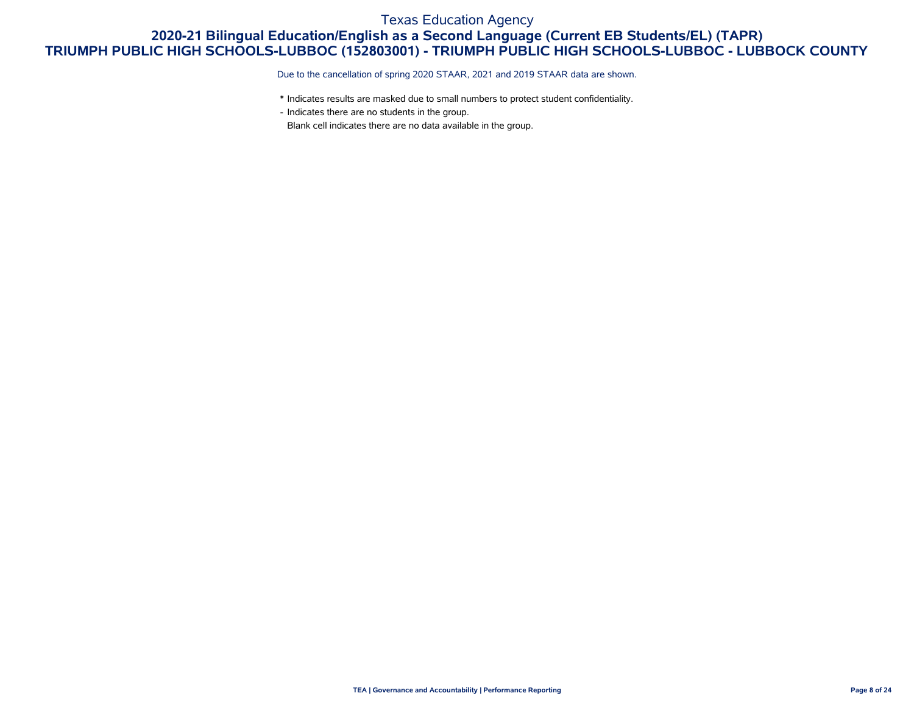Texas Education Agency

## 2020-21 Bilingual Education/English as a Second Language (Current EB Students/EL) (TAPR)

## TRIUMPH PUBLIC HIGH SCHOOLS-LUBBOC (152803001) - TRIUMPH PUBLIC HIGH SCHOOLS-LUBBOC - LUBBOCK COUNTY

Due to the cancellation of spring 2020 STAAR, 2021 and 2019 STAAR data are shown.

* Indicates results are masked due to small numbers to protect student confidentiality.

- Indicates there are no students in the group.

Blank cell indicates there are no data available in the group.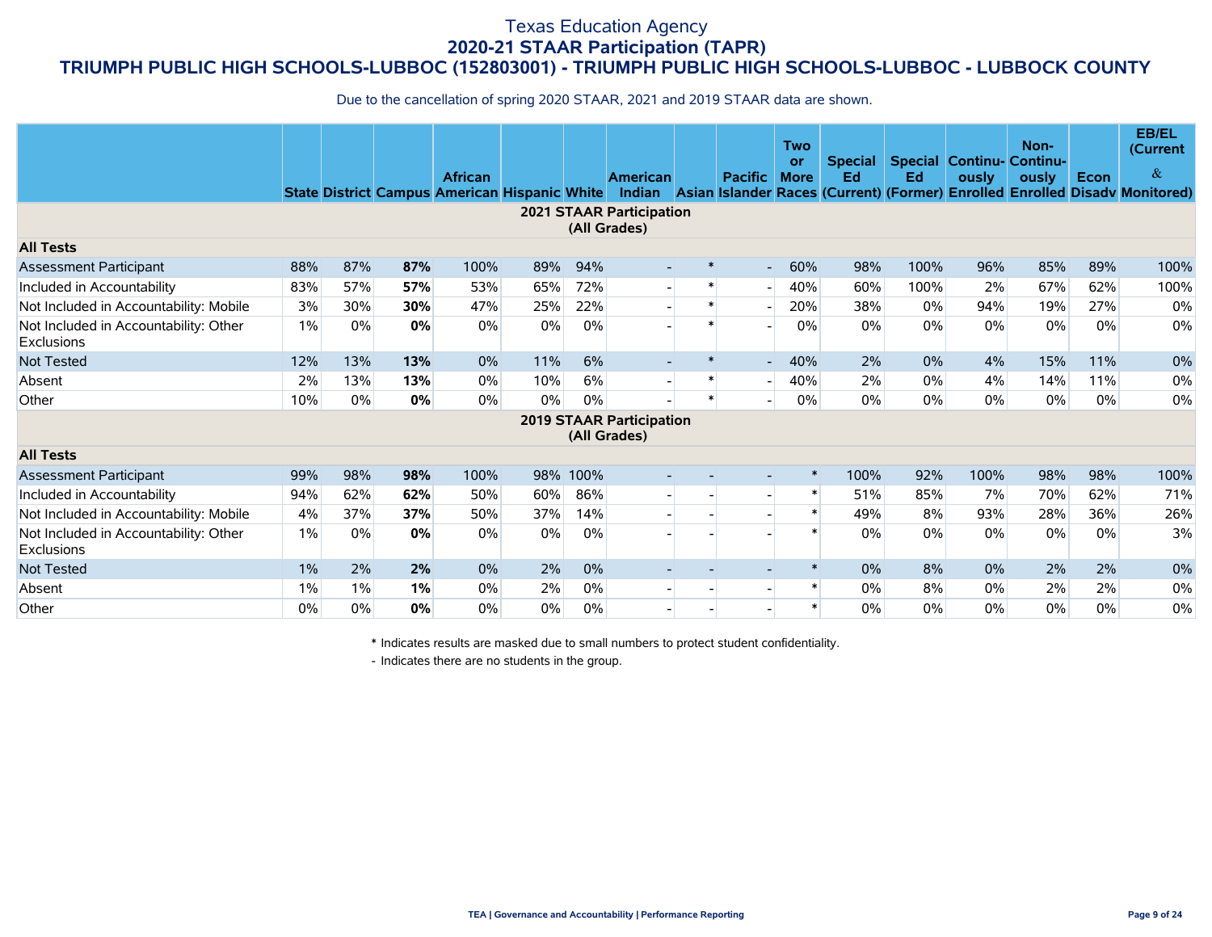# Texas Education Agency
## 2020-21 STAAR Participation (TAPR)
## TRIUMPH PUBLIC HIGH SCHOOLS-LUBBOC (152803001) - TRIUMPH PUBLIC HIGH SCHOOLS-LUBBOC - LUBBOCK COUNTY

Due to the cancellation of spring 2020 STAAR, 2021 and 2019 STAAR data are shown.

| | State | District | Campus | African American | Hispanic | White | American Indian | Asian | Pacific Islander | Two or More Races | Special Ed (Current) | Special Ed (Former) | Continuously Enrolled | Non-Continuously Enrolled | Econ Disadv | EB/EL (Current & Monitored) |
|---|---|---|---|---|---|---|---|---|---|---|---|---|---|---|---|---|
| **2021 STAAR Participation (All Grades)** | | | | | | | | | | | | | | | | |
| **All Tests** | | | | | | | | | | | | | | | | |
| Assessment Participant | 88% | 87% | **87%** | 100% | 89% | 94% | - | * | - | 60% | 98% | 100% | 96% | 85% | 89% | 100% |
| Included in Accountability | 83% | 57% | **57%** | 53% | 65% | 72% | - | * | - | 40% | 60% | 100% | 2% | 67% | 62% | 100% |
| Not Included in Accountability: Mobile | 3% | 30% | **30%** | 47% | 25% | 22% | - | * | - | 20% | 38% | 0% | 94% | 19% | 27% | 0% |
| Not Included in Accountability: Other Exclusions | 1% | 0% | **0%** | 0% | 0% | 0% | - | * | - | 0% | 0% | 0% | 0% | 0% | 0% | 0% |
| Not Tested | 12% | 13% | **13%** | 0% | 11% | 6% | - | * | - | 40% | 2% | 0% | 4% | 15% | 11% | 0% |
| Absent | 2% | 13% | **13%** | 0% | 10% | 6% | - | * | - | 40% | 2% | 0% | 4% | 14% | 11% | 0% |
| Other | 10% | 0% | **0%** | 0% | 0% | 0% | - | * | - | 0% | 0% | 0% | 0% | 0% | 0% | 0% |
| **2019 STAAR Participation (All Grades)** | | | | | | | | | | | | | | | | |
| **All Tests** | | | | | | | | | | | | | | | | |
| Assessment Participant | 99% | 98% | **98%** | 100% | 98% | 100% | - | - | - | * | 100% | 92% | 100% | 98% | 98% | 100% |
| Included in Accountability | 94% | 62% | **62%** | 50% | 60% | 86% | - | - | - | * | 51% | 85% | 7% | 70% | 62% | 71% |
| Not Included in Accountability: Mobile | 4% | 37% | **37%** | 50% | 37% | 14% | - | - | - | * | 49% | 8% | 93% | 28% | 36% | 26% |
| Not Included in Accountability: Other Exclusions | 1% | 0% | **0%** | 0% | 0% | 0% | - | - | - | * | 0% | 0% | 0% | 0% | 0% | 3% |
| Not Tested | 1% | 2% | **2%** | 0% | 2% | 0% | - | - | - | * | 0% | 8% | 0% | 2% | 2% | 0% |
| Absent | 1% | 1% | **1%** | 0% | 2% | 0% | - | - | - | * | 0% | 8% | 0% | 2% | 2% | 0% |
| Other | 0% | 0% | **0%** | 0% | 0% | 0% | - | - | - | * | 0% | 0% | 0% | 0% | 0% | 0% |

\* Indicates results are masked due to small numbers to protect student confidentiality.

\- Indicates there are no students in the group.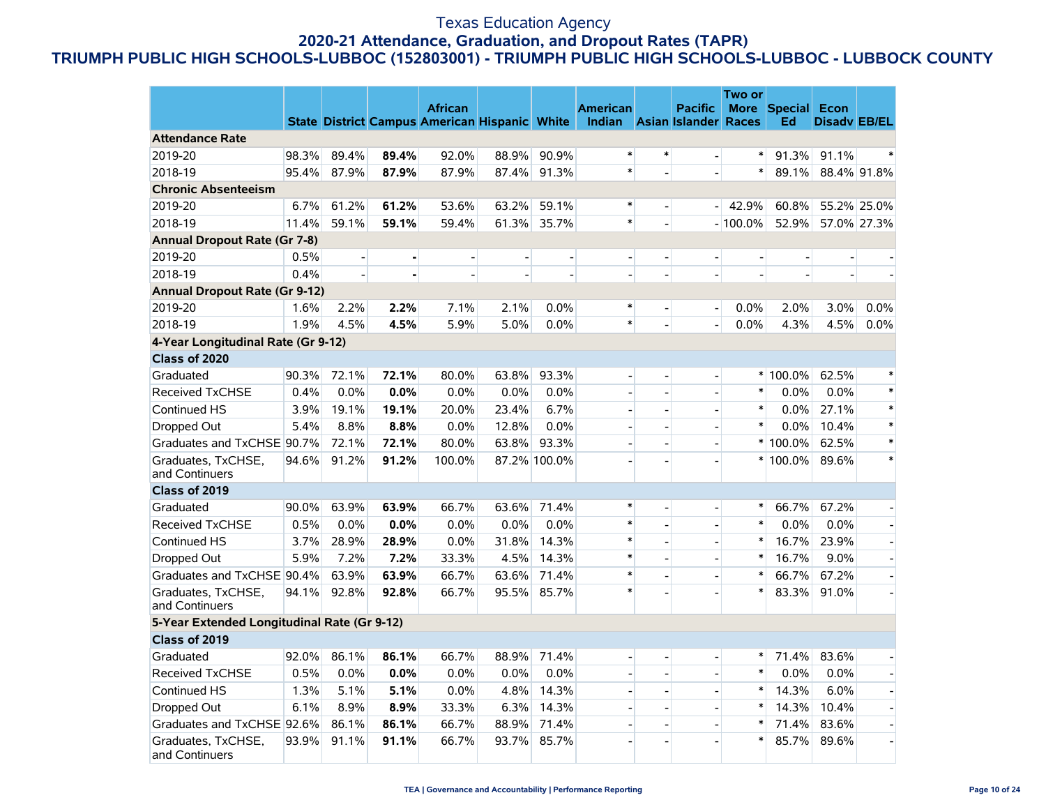Texas Education Agency

**2020-21 Attendance, Graduation, and Dropout Rates (TAPR)**

**TRIUMPH PUBLIC HIGH SCHOOLS-LUBBOC (152803001) - TRIUMPH PUBLIC HIGH SCHOOLS-LUBBOC - LUBBOCK COUNTY**

| | State | District | Campus | African American | Hispanic | White | American Indian | Asian | Pacific Islander | Two or More Races | Special Ed | Econ Disadv | EB/EL |
|---|---|---|---|---|---|---|---|---|---|---|---|---|---|
| **Attendance Rate** | | | | | | | | | | | | | |
| 2019-20 | 98.3% | 89.4% | **89.4%** | 92.0% | 88.9% | 90.9% | * | * | - | * | 91.3% | 91.1% | * |
| 2018-19 | 95.4% | 87.9% | **87.9%** | 87.9% | 87.4% | 91.3% | * | - | - | * | 89.1% | 88.4% | 91.8% |
| **Chronic Absenteeism** | | | | | | | | | | | | | |
| 2019-20 | 6.7% | 61.2% | **61.2%** | 53.6% | 63.2% | 59.1% | * | - | - | 42.9% | 60.8% | 55.2% | 25.0% |
| 2018-19 | 11.4% | 59.1% | **59.1%** | 59.4% | 61.3% | 35.7% | * | - | - | 100.0% | 52.9% | 57.0% | 27.3% |
| **Annual Dropout Rate (Gr 7-8)** | | | | | | | | | | | | | |
| 2019-20 | 0.5% | - | **-** | - | - | - | - | - | - | - | - | - | - |
| 2018-19 | 0.4% | - | **-** | - | - | - | - | - | - | - | - | - | - |
| **Annual Dropout Rate (Gr 9-12)** | | | | | | | | | | | | | |
| 2019-20 | 1.6% | 2.2% | **2.2%** | 7.1% | 2.1% | 0.0% | * | - | - | 0.0% | 2.0% | 3.0% | 0.0% |
| 2018-19 | 1.9% | 4.5% | **4.5%** | 5.9% | 5.0% | 0.0% | * | - | - | 0.0% | 4.3% | 4.5% | 0.0% |
| **4-Year Longitudinal Rate (Gr 9-12)** | | | | | | | | | | | | | |
| **Class of 2020** | | | | | | | | | | | | | |
| Graduated | 90.3% | 72.1% | **72.1%** | 80.0% | 63.8% | 93.3% | - | - | - | * | 100.0% | 62.5% | * |
| Received TxCHSE | 0.4% | 0.0% | **0.0%** | 0.0% | 0.0% | 0.0% | - | - | - | * | 0.0% | 0.0% | * |
| Continued HS | 3.9% | 19.1% | **19.1%** | 20.0% | 23.4% | 6.7% | - | - | - | * | 0.0% | 27.1% | * |
| Dropped Out | 5.4% | 8.8% | **8.8%** | 0.0% | 12.8% | 0.0% | - | - | - | * | 0.0% | 10.4% | * |
| Graduates and TxCHSE | 90.7% | 72.1% | **72.1%** | 80.0% | 63.8% | 93.3% | - | - | - | * | 100.0% | 62.5% | * |
| Graduates, TxCHSE, and Continuers | 94.6% | 91.2% | **91.2%** | 100.0% | 87.2% | 100.0% | - | - | - | * | 100.0% | 89.6% | * |
| **Class of 2019** | | | | | | | | | | | | | |
| Graduated | 90.0% | 63.9% | **63.9%** | 66.7% | 63.6% | 71.4% | * | - | - | * | 66.7% | 67.2% | - |
| Received TxCHSE | 0.5% | 0.0% | **0.0%** | 0.0% | 0.0% | 0.0% | * | - | - | * | 0.0% | 0.0% | - |
| Continued HS | 3.7% | 28.9% | **28.9%** | 0.0% | 31.8% | 14.3% | * | - | - | * | 16.7% | 23.9% | - |
| Dropped Out | 5.9% | 7.2% | **7.2%** | 33.3% | 4.5% | 14.3% | * | - | - | * | 16.7% | 9.0% | - |
| Graduates and TxCHSE | 90.4% | 63.9% | **63.9%** | 66.7% | 63.6% | 71.4% | * | - | - | * | 66.7% | 67.2% | - |
| Graduates, TxCHSE, and Continuers | 94.1% | 92.8% | **92.8%** | 66.7% | 95.5% | 85.7% | * | - | - | * | 83.3% | 91.0% | - |
| **5-Year Extended Longitudinal Rate (Gr 9-12)** | | | | | | | | | | | | | |
| **Class of 2019** | | | | | | | | | | | | | |
| Graduated | 92.0% | 86.1% | **86.1%** | 66.7% | 88.9% | 71.4% | - | - | - | * | 71.4% | 83.6% | - |
| Received TxCHSE | 0.5% | 0.0% | **0.0%** | 0.0% | 0.0% | 0.0% | - | - | - | * | 0.0% | 0.0% | - |
| Continued HS | 1.3% | 5.1% | **5.1%** | 0.0% | 4.8% | 14.3% | - | - | - | * | 14.3% | 6.0% | - |
| Dropped Out | 6.1% | 8.9% | **8.9%** | 33.3% | 6.3% | 14.3% | - | - | - | * | 14.3% | 10.4% | - |
| Graduates and TxCHSE | 92.6% | 86.1% | **86.1%** | 66.7% | 88.9% | 71.4% | - | - | - | * | 71.4% | 83.6% | - |
| Graduates, TxCHSE, and Continuers | 93.9% | 91.1% | **91.1%** | 66.7% | 93.7% | 85.7% | - | - | - | * | 85.7% | 89.6% | - |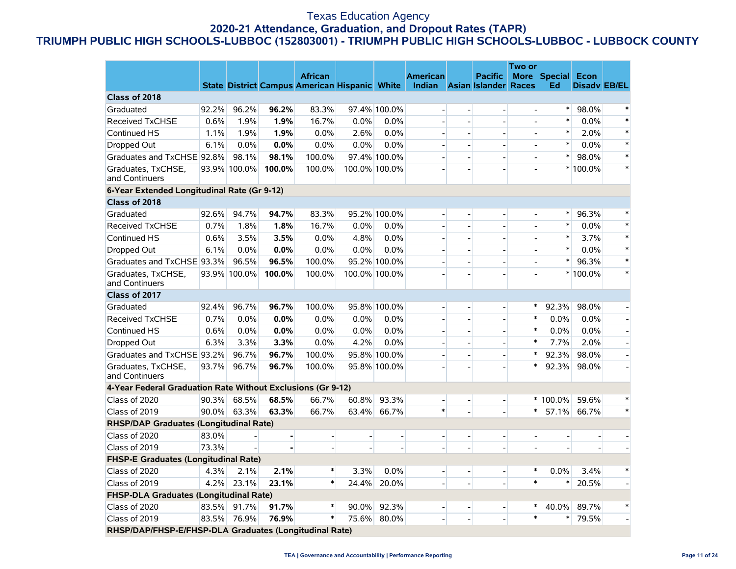# Texas Education Agency

## 2020-21 Attendance, Graduation, and Dropout Rates (TAPR)

## TRIUMPH PUBLIC HIGH SCHOOLS-LUBBOC (152803001) - TRIUMPH PUBLIC HIGH SCHOOLS-LUBBOC - LUBBOCK COUNTY

| | State | District | Campus | African American | Hispanic | White | American Indian | Asian | Pacific Islander | Two or More Races | Special Ed | Econ Disadv | EB/EL |
|---|---|---|---|---|---|---|---|---|---|---|---|---|---|
| **Class of 2018** | | | | | | | | | | | | | |
| Graduated | 92.2% | 96.2% | **96.2%** | 83.3% | 97.4% | 100.0% | - | - | - | - | * | 98.0% | * |
| Received TxCHSE | 0.6% | 1.9% | **1.9%** | 16.7% | 0.0% | 0.0% | - | - | - | - | * | 0.0% | * |
| Continued HS | 1.1% | 1.9% | **1.9%** | 0.0% | 2.6% | 0.0% | - | - | - | - | * | 2.0% | * |
| Dropped Out | 6.1% | 0.0% | **0.0%** | 0.0% | 0.0% | 0.0% | - | - | - | - | * | 0.0% | * |
| Graduates and TxCHSE | 92.8% | 98.1% | **98.1%** | 100.0% | 97.4% | 100.0% | - | - | - | - | * | 98.0% | * |
| Graduates, TxCHSE, and Continuers | 93.9% | 100.0% | **100.0%** | 100.0% | 100.0% | 100.0% | - | - | - | - | * | 100.0% | * |
| **6-Year Extended Longitudinal Rate (Gr 9-12)** | | | | | | | | | | | | | |
| **Class of 2018** | | | | | | | | | | | | | |
| Graduated | 92.6% | 94.7% | **94.7%** | 83.3% | 95.2% | 100.0% | - | - | - | - | * | 96.3% | * |
| Received TxCHSE | 0.7% | 1.8% | **1.8%** | 16.7% | 0.0% | 0.0% | - | - | - | - | * | 0.0% | * |
| Continued HS | 0.6% | 3.5% | **3.5%** | 0.0% | 4.8% | 0.0% | - | - | - | - | * | 3.7% | * |
| Dropped Out | 6.1% | 0.0% | **0.0%** | 0.0% | 0.0% | 0.0% | - | - | - | - | * | 0.0% | * |
| Graduates and TxCHSE | 93.3% | 96.5% | **96.5%** | 100.0% | 95.2% | 100.0% | - | - | - | - | * | 96.3% | * |
| Graduates, TxCHSE, and Continuers | 93.9% | 100.0% | **100.0%** | 100.0% | 100.0% | 100.0% | - | - | - | - | * | 100.0% | * |
| **Class of 2017** | | | | | | | | | | | | | |
| Graduated | 92.4% | 96.7% | **96.7%** | 100.0% | 95.8% | 100.0% | - | - | - | * | 92.3% | 98.0% | - |
| Received TxCHSE | 0.7% | 0.0% | **0.0%** | 0.0% | 0.0% | 0.0% | - | - | - | * | 0.0% | 0.0% | - |
| Continued HS | 0.6% | 0.0% | **0.0%** | 0.0% | 0.0% | 0.0% | - | - | - | * | 0.0% | 0.0% | - |
| Dropped Out | 6.3% | 3.3% | **3.3%** | 0.0% | 4.2% | 0.0% | - | - | - | * | 7.7% | 2.0% | - |
| Graduates and TxCHSE | 93.2% | 96.7% | **96.7%** | 100.0% | 95.8% | 100.0% | - | - | - | * | 92.3% | 98.0% | - |
| Graduates, TxCHSE, and Continuers | 93.7% | 96.7% | **96.7%** | 100.0% | 95.8% | 100.0% | - | - | - | * | 92.3% | 98.0% | - |
| **4-Year Federal Graduation Rate Without Exclusions (Gr 9-12)** | | | | | | | | | | | | | |
| Class of 2020 | 90.3% | 68.5% | **68.5%** | 66.7% | 60.8% | 93.3% | - | - | - | * | 100.0% | 59.6% | * |
| Class of 2019 | 90.0% | 63.3% | **63.3%** | 66.7% | 63.4% | 66.7% | * | - | - | * | 57.1% | 66.7% | * |
| **RHSP/DAP Graduates (Longitudinal Rate)** | | | | | | | | | | | | | |
| Class of 2020 | 83.0% | - | **-** | - | - | - | - | - | - | - | - | - | - |
| Class of 2019 | 73.3% | - | **-** | - | - | - | - | - | - | - | - | - | - |
| **FHSP-E Graduates (Longitudinal Rate)** | | | | | | | | | | | | | |
| Class of 2020 | 4.3% | 2.1% | **2.1%** | * | 3.3% | 0.0% | - | - | - | * | 0.0% | 3.4% | * |
| Class of 2019 | 4.2% | 23.1% | **23.1%** | * | 24.4% | 20.0% | - | - | - | * | * | 20.5% | - |
| **FHSP-DLA Graduates (Longitudinal Rate)** | | | | | | | | | | | | | |
| Class of 2020 | 83.5% | 91.7% | **91.7%** | * | 90.0% | 92.3% | - | - | - | * | 40.0% | 89.7% | * |
| Class of 2019 | 83.5% | 76.9% | **76.9%** | * | 75.6% | 80.0% | - | - | - | * | * | 79.5% | - |
| **RHSP/DAP/FHSP-E/FHSP-DLA Graduates (Longitudinal Rate)** | | | | | | | | | | | | | |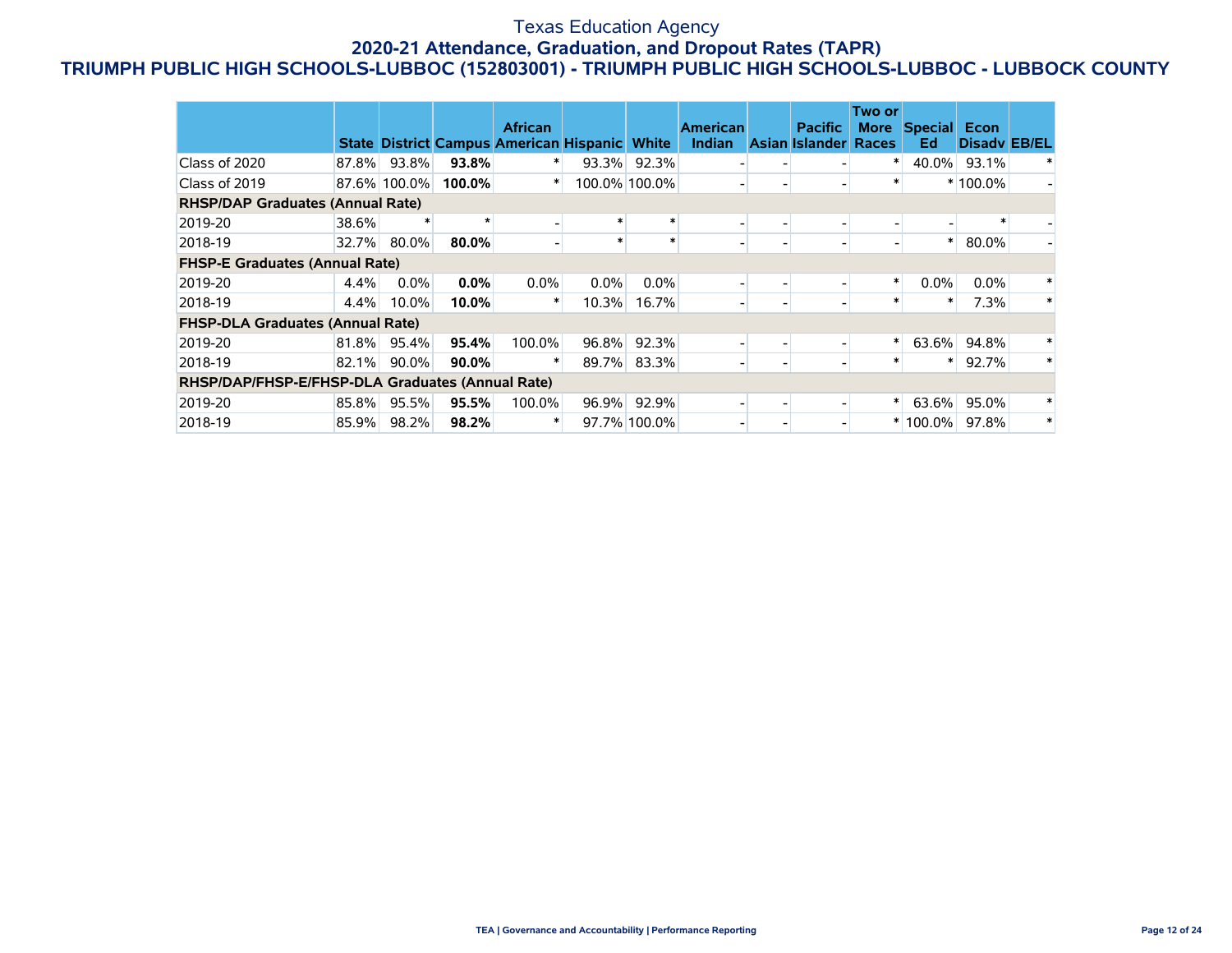# Texas Education Agency

## 2020-21 Attendance, Graduation, and Dropout Rates (TAPR)

### TRIUMPH PUBLIC HIGH SCHOOLS-LUBBOC (152803001) - TRIUMPH PUBLIC HIGH SCHOOLS-LUBBOC - LUBBOCK COUNTY

| | State | District | Campus | African American | Hispanic | White | American Indian | Asian | Pacific Islander | Two or More Races | Special Ed | Econ Disadv | EB/EL |
|---|---|---|---|---|---|---|---|---|---|---|---|---|---|
| Class of 2020 | 87.8% | 93.8% | **93.8%** | * | 93.3% | 92.3% | - | - | - | * | 40.0% | 93.1% | * |
| Class of 2019 | 87.6% | 100.0% | **100.0%** | * | 100.0% | 100.0% | - | - | - | * | * | 100.0% | - |
| **RHSP/DAP Graduates (Annual Rate)** | | | | | | | | | | | | | |
| 2019-20 | 38.6% | * | * | - | * | * | - | - | - | - | - | * | - |
| 2018-19 | 32.7% | 80.0% | **80.0%** | - | * | * | - | - | - | - | * | 80.0% | - |
| **FHSP-E Graduates (Annual Rate)** | | | | | | | | | | | | | |
| 2019-20 | 4.4% | 0.0% | **0.0%** | 0.0% | 0.0% | 0.0% | - | - | - | * | 0.0% | 0.0% | * |
| 2018-19 | 4.4% | 10.0% | **10.0%** | * | 10.3% | 16.7% | - | - | - | * | * | 7.3% | * |
| **FHSP-DLA Graduates (Annual Rate)** | | | | | | | | | | | | | |
| 2019-20 | 81.8% | 95.4% | **95.4%** | 100.0% | 96.8% | 92.3% | - | - | - | * | 63.6% | 94.8% | * |
| 2018-19 | 82.1% | 90.0% | **90.0%** | * | 89.7% | 83.3% | - | - | - | * | * | 92.7% | * |
| **RHSP/DAP/FHSP-E/FHSP-DLA Graduates (Annual Rate)** | | | | | | | | | | | | | |
| 2019-20 | 85.8% | 95.5% | **95.5%** | 100.0% | 96.9% | 92.9% | - | - | - | * | 63.6% | 95.0% | * |
| 2018-19 | 85.9% | 98.2% | **98.2%** | * | 97.7% | 100.0% | - | - | - | * | 100.0% | 97.8% | * |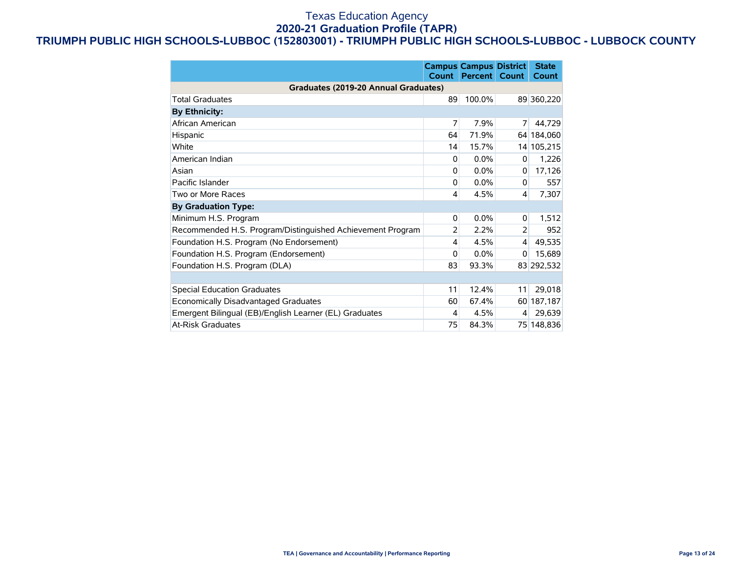Texas Education Agency

**2020-21 Graduation Profile (TAPR)**

**TRIUMPH PUBLIC HIGH SCHOOLS-LUBBOC (152803001) - TRIUMPH PUBLIC HIGH SCHOOLS-LUBBOC - LUBBOCK COUNTY**

| | Campus Count | Campus Percent | District Count | State Count |
|---|---|---|---|---|
| **Graduates (2019-20 Annual Graduates)** | | | | |
| Total Graduates | 89 | 100.0% | 89 | 360,220 |
| **By Ethnicity:** | | | | |
| African American | 7 | 7.9% | 7 | 44,729 |
| Hispanic | 64 | 71.9% | 64 | 184,060 |
| White | 14 | 15.7% | 14 | 105,215 |
| American Indian | 0 | 0.0% | 0 | 1,226 |
| Asian | 0 | 0.0% | 0 | 17,126 |
| Pacific Islander | 0 | 0.0% | 0 | 557 |
| Two or More Races | 4 | 4.5% | 4 | 7,307 |
| **By Graduation Type:** | | | | |
| Minimum H.S. Program | 0 | 0.0% | 0 | 1,512 |
| Recommended H.S. Program/Distinguished Achievement Program | 2 | 2.2% | 2 | 952 |
| Foundation H.S. Program (No Endorsement) | 4 | 4.5% | 4 | 49,535 |
| Foundation H.S. Program (Endorsement) | 0 | 0.0% | 0 | 15,689 |
| Foundation H.S. Program (DLA) | 83 | 93.3% | 83 | 292,532 |
| | | | | |
| Special Education Graduates | 11 | 12.4% | 11 | 29,018 |
| Economically Disadvantaged Graduates | 60 | 67.4% | 60 | 187,187 |
| Emergent Bilingual (EB)/English Learner (EL) Graduates | 4 | 4.5% | 4 | 29,639 |
| At-Risk Graduates | 75 | 84.3% | 75 | 148,836 |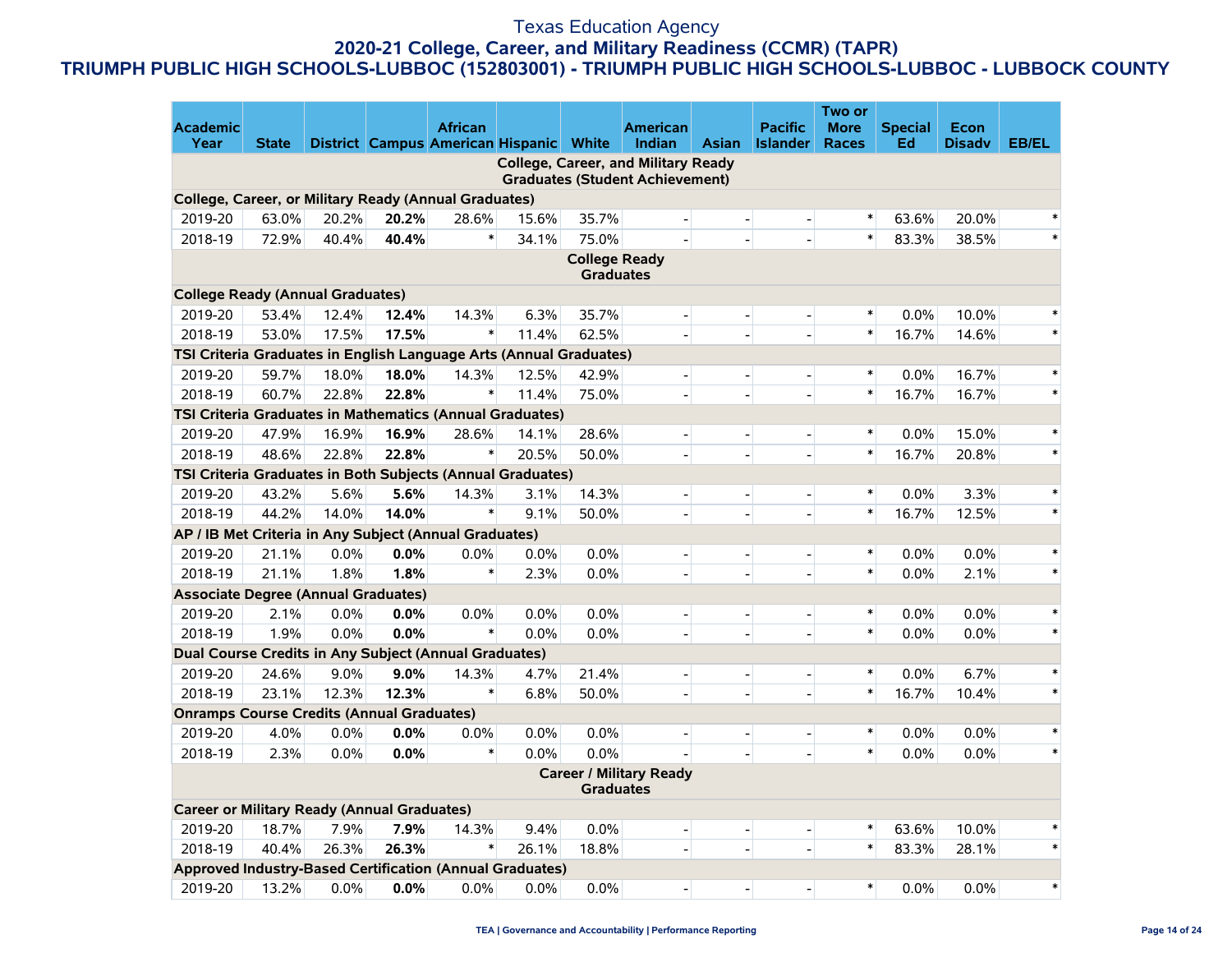Texas Education Agency

**2020-21 College, Career, and Military Readiness (CCMR) (TAPR)**

**TRIUMPH PUBLIC HIGH SCHOOLS-LUBBOC (152803001) - TRIUMPH PUBLIC HIGH SCHOOLS-LUBBOC - LUBBOCK COUNTY**

| Academic Year | State | District | Campus | African American | Hispanic | White | American Indian | Asian | Pacific Islander | Two or More Races | Special Ed | Econ Disadv | EB/EL |
|---|---|---|---|---|---|---|---|---|---|---|---|---|---|
| **College, Career, and Military Ready Graduates (Student Achievement)** | | | | | | | | | | | | | |
| **College, Career, or Military Ready (Annual Graduates)** | | | | | | | | | | | | | |
| 2019-20 | 63.0% | 20.2% | **20.2%** | 28.6% | 15.6% | 35.7% | - | - | - | * | 63.6% | 20.0% | * |
| 2018-19 | 72.9% | 40.4% | **40.4%** | * | 34.1% | 75.0% | - | - | - | * | 83.3% | 38.5% | * |
| **College Ready Graduates** | | | | | | | | | | | | | |
| **College Ready (Annual Graduates)** | | | | | | | | | | | | | |
| 2019-20 | 53.4% | 12.4% | **12.4%** | 14.3% | 6.3% | 35.7% | - | - | - | * | 0.0% | 10.0% | * |
| 2018-19 | 53.0% | 17.5% | **17.5%** | * | 11.4% | 62.5% | - | - | - | * | 16.7% | 14.6% | * |
| **TSI Criteria Graduates in English Language Arts (Annual Graduates)** | | | | | | | | | | | | | |
| 2019-20 | 59.7% | 18.0% | **18.0%** | 14.3% | 12.5% | 42.9% | - | - | - | * | 0.0% | 16.7% | * |
| 2018-19 | 60.7% | 22.8% | **22.8%** | * | 11.4% | 75.0% | - | - | - | * | 16.7% | 16.7% | * |
| **TSI Criteria Graduates in Mathematics (Annual Graduates)** | | | | | | | | | | | | | |
| 2019-20 | 47.9% | 16.9% | **16.9%** | 28.6% | 14.1% | 28.6% | - | - | - | * | 0.0% | 15.0% | * |
| 2018-19 | 48.6% | 22.8% | **22.8%** | * | 20.5% | 50.0% | - | - | - | * | 16.7% | 20.8% | * |
| **TSI Criteria Graduates in Both Subjects (Annual Graduates)** | | | | | | | | | | | | | |
| 2019-20 | 43.2% | 5.6% | **5.6%** | 14.3% | 3.1% | 14.3% | - | - | - | * | 0.0% | 3.3% | * |
| 2018-19 | 44.2% | 14.0% | **14.0%** | * | 9.1% | 50.0% | - | - | - | * | 16.7% | 12.5% | * |
| **AP / IB Met Criteria in Any Subject (Annual Graduates)** | | | | | | | | | | | | | |
| 2019-20 | 21.1% | 0.0% | **0.0%** | 0.0% | 0.0% | 0.0% | - | - | - | * | 0.0% | 0.0% | * |
| 2018-19 | 21.1% | 1.8% | **1.8%** | * | 2.3% | 0.0% | - | - | - | * | 0.0% | 2.1% | * |
| **Associate Degree (Annual Graduates)** | | | | | | | | | | | | | |
| 2019-20 | 2.1% | 0.0% | **0.0%** | 0.0% | 0.0% | 0.0% | - | - | - | * | 0.0% | 0.0% | * |
| 2018-19 | 1.9% | 0.0% | **0.0%** | * | 0.0% | 0.0% | - | - | - | * | 0.0% | 0.0% | * |
| **Dual Course Credits in Any Subject (Annual Graduates)** | | | | | | | | | | | | | |
| 2019-20 | 24.6% | 9.0% | **9.0%** | 14.3% | 4.7% | 21.4% | - | - | - | * | 0.0% | 6.7% | * |
| 2018-19 | 23.1% | 12.3% | **12.3%** | * | 6.8% | 50.0% | - | - | - | * | 16.7% | 10.4% | * |
| **Onramps Course Credits (Annual Graduates)** | | | | | | | | | | | | | |
| 2019-20 | 4.0% | 0.0% | **0.0%** | 0.0% | 0.0% | 0.0% | - | - | - | * | 0.0% | 0.0% | * |
| 2018-19 | 2.3% | 0.0% | **0.0%** | * | 0.0% | 0.0% | - | - | - | * | 0.0% | 0.0% | * |
| **Career / Military Ready Graduates** | | | | | | | | | | | | | |
| **Career or Military Ready (Annual Graduates)** | | | | | | | | | | | | | |
| 2019-20 | 18.7% | 7.9% | **7.9%** | 14.3% | 9.4% | 0.0% | - | - | - | * | 63.6% | 10.0% | * |
| 2018-19 | 40.4% | 26.3% | **26.3%** | * | 26.1% | 18.8% | - | - | - | * | 83.3% | 28.1% | * |
| **Approved Industry-Based Certification (Annual Graduates)** | | | | | | | | | | | | | |
| 2019-20 | 13.2% | 0.0% | **0.0%** | 0.0% | 0.0% | 0.0% | - | - | - | * | 0.0% | 0.0% | * |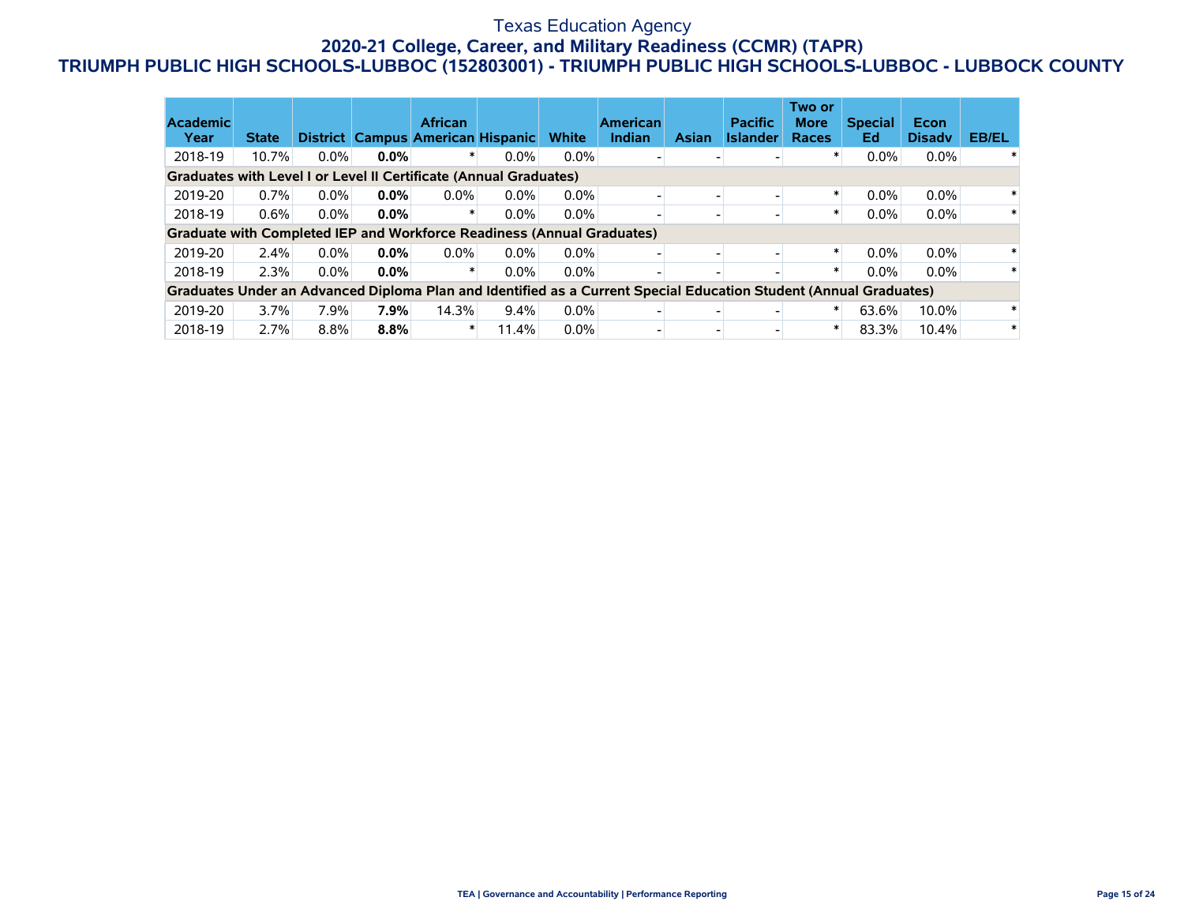# Texas Education Agency

## 2020-21 College, Career, and Military Readiness (CCMR) (TAPR)

## TRIUMPH PUBLIC HIGH SCHOOLS-LUBBOC (152803001) - TRIUMPH PUBLIC HIGH SCHOOLS-LUBBOC - LUBBOCK COUNTY

| Academic Year | State | District | Campus | African American | Hispanic | White | American Indian | Asian | Pacific Islander | Two or More Races | Special Ed | Econ Disadv | EB/EL |
|---|---|---|---|---|---|---|---|---|---|---|---|---|---|
| 2018-19 | 10.7% | 0.0% | **0.0%** | * | 0.0% | 0.0% | - | - | - | * | 0.0% | 0.0% | * |
| **Graduates with Level I or Level II Certificate (Annual Graduates)** | | | | | | | | | | | | | |
| 2019-20 | 0.7% | 0.0% | **0.0%** | 0.0% | 0.0% | 0.0% | - | - | - | * | 0.0% | 0.0% | * |
| 2018-19 | 0.6% | 0.0% | **0.0%** | * | 0.0% | 0.0% | - | - | - | * | 0.0% | 0.0% | * |
| **Graduate with Completed IEP and Workforce Readiness (Annual Graduates)** | | | | | | | | | | | | | |
| 2019-20 | 2.4% | 0.0% | **0.0%** | 0.0% | 0.0% | 0.0% | - | - | - | * | 0.0% | 0.0% | * |
| 2018-19 | 2.3% | 0.0% | **0.0%** | * | 0.0% | 0.0% | - | - | - | * | 0.0% | 0.0% | * |
| **Graduates Under an Advanced Diploma Plan and Identified as a Current Special Education Student (Annual Graduates)** | | | | | | | | | | | | | |
| 2019-20 | 3.7% | 7.9% | **7.9%** | 14.3% | 9.4% | 0.0% | - | - | - | * | 63.6% | 10.0% | * |
| 2018-19 | 2.7% | 8.8% | **8.8%** | * | 11.4% | 0.0% | - | - | - | * | 83.3% | 10.4% | * |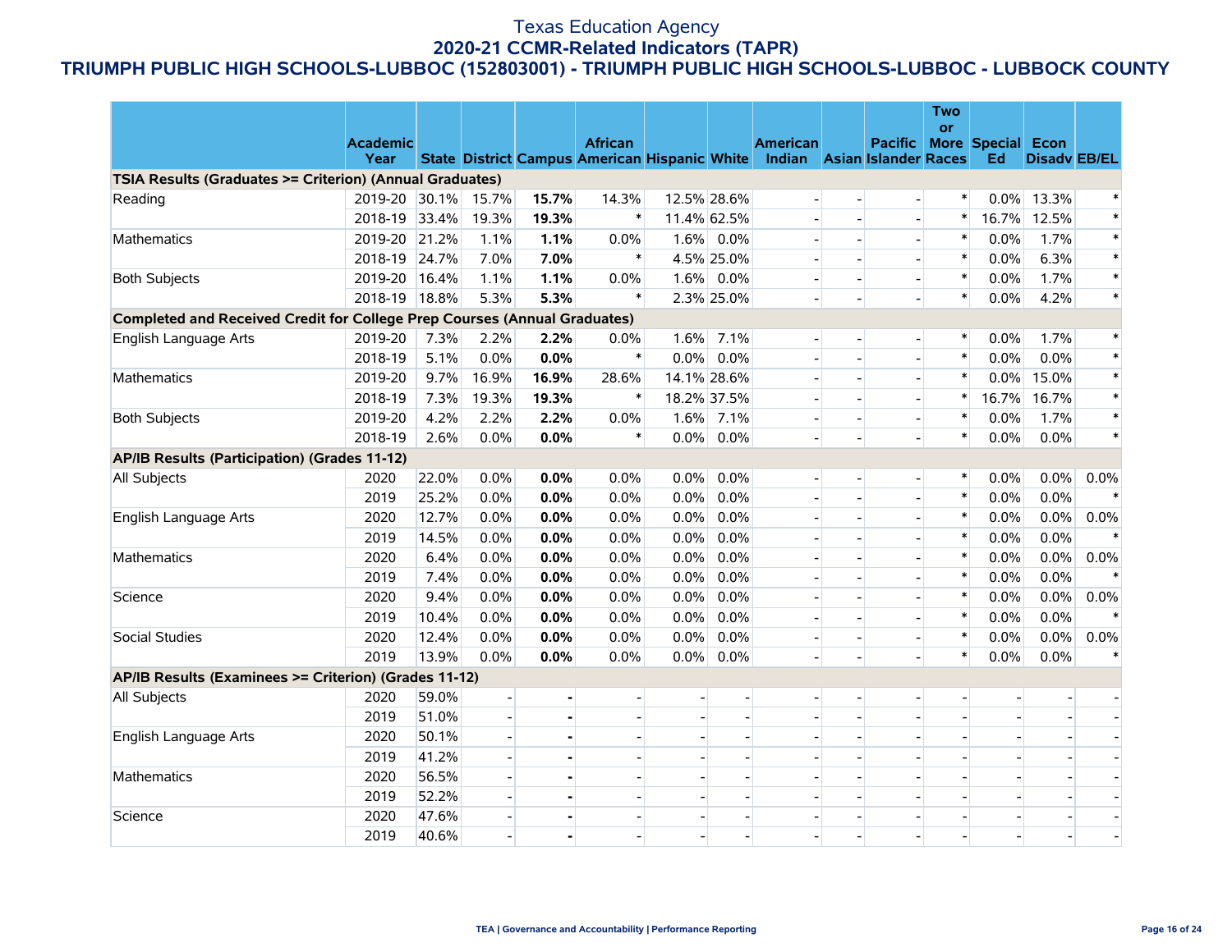# Texas Education Agency
## 2020-21 CCMR-Related Indicators (TAPR)
## TRIUMPH PUBLIC HIGH SCHOOLS-LUBBOC (152803001) - TRIUMPH PUBLIC HIGH SCHOOLS-LUBBOC - LUBBOCK COUNTY

| | Academic Year | State | District | Campus | African American | Hispanic | White | American Indian | Asian | Pacific Islander | Two or More Races | Special Ed | Econ Disadv | EB/EL |
|---|---|---|---|---|---|---|---|---|---|---|---|---|---|---|
| **TSIA Results (Graduates >= Criterion) (Annual Graduates)** | | | | | | | | | | | | | | |
| Reading | 2019-20 | 30.1% | 15.7% | **15.7%** | 14.3% | 12.5% | 28.6% | - | - | - | * | 0.0% | 13.3% | * |
| | 2018-19 | 33.4% | 19.3% | **19.3%** | * | 11.4% | 62.5% | - | - | - | * | 16.7% | 12.5% | * |
| Mathematics | 2019-20 | 21.2% | 1.1% | **1.1%** | 0.0% | 1.6% | 0.0% | - | - | - | * | 0.0% | 1.7% | * |
| | 2018-19 | 24.7% | 7.0% | **7.0%** | * | 4.5% | 25.0% | - | - | - | * | 0.0% | 6.3% | * |
| Both Subjects | 2019-20 | 16.4% | 1.1% | **1.1%** | 0.0% | 1.6% | 0.0% | - | - | - | * | 0.0% | 1.7% | * |
| | 2018-19 | 18.8% | 5.3% | **5.3%** | * | 2.3% | 25.0% | - | - | - | * | 0.0% | 4.2% | * |
| **Completed and Received Credit for College Prep Courses (Annual Graduates)** | | | | | | | | | | | | | | |
| English Language Arts | 2019-20 | 7.3% | 2.2% | **2.2%** | 0.0% | 1.6% | 7.1% | - | - | - | * | 0.0% | 1.7% | * |
| | 2018-19 | 5.1% | 0.0% | **0.0%** | * | 0.0% | 0.0% | - | - | - | * | 0.0% | 0.0% | * |
| Mathematics | 2019-20 | 9.7% | 16.9% | **16.9%** | 28.6% | 14.1% | 28.6% | - | - | - | * | 0.0% | 15.0% | * |
| | 2018-19 | 7.3% | 19.3% | **19.3%** | * | 18.2% | 37.5% | - | - | - | * | 16.7% | 16.7% | * |
| Both Subjects | 2019-20 | 4.2% | 2.2% | **2.2%** | 0.0% | 1.6% | 7.1% | - | - | - | * | 0.0% | 1.7% | * |
| | 2018-19 | 2.6% | 0.0% | **0.0%** | * | 0.0% | 0.0% | - | - | - | * | 0.0% | 0.0% | * |
| **AP/IB Results (Participation) (Grades 11-12)** | | | | | | | | | | | | | | |
| All Subjects | 2020 | 22.0% | 0.0% | **0.0%** | 0.0% | 0.0% | 0.0% | - | - | - | * | 0.0% | 0.0% | 0.0% |
| | 2019 | 25.2% | 0.0% | **0.0%** | 0.0% | 0.0% | 0.0% | - | - | - | * | 0.0% | 0.0% | * |
| English Language Arts | 2020 | 12.7% | 0.0% | **0.0%** | 0.0% | 0.0% | 0.0% | - | - | - | * | 0.0% | 0.0% | 0.0% |
| | 2019 | 14.5% | 0.0% | **0.0%** | 0.0% | 0.0% | 0.0% | - | - | - | * | 0.0% | 0.0% | * |
| Mathematics | 2020 | 6.4% | 0.0% | **0.0%** | 0.0% | 0.0% | 0.0% | - | - | - | * | 0.0% | 0.0% | 0.0% |
| | 2019 | 7.4% | 0.0% | **0.0%** | 0.0% | 0.0% | 0.0% | - | - | - | * | 0.0% | 0.0% | * |
| Science | 2020 | 9.4% | 0.0% | **0.0%** | 0.0% | 0.0% | 0.0% | - | - | - | * | 0.0% | 0.0% | 0.0% |
| | 2019 | 10.4% | 0.0% | **0.0%** | 0.0% | 0.0% | 0.0% | - | - | - | * | 0.0% | 0.0% | * |
| Social Studies | 2020 | 12.4% | 0.0% | **0.0%** | 0.0% | 0.0% | 0.0% | - | - | - | * | 0.0% | 0.0% | 0.0% |
| | 2019 | 13.9% | 0.0% | **0.0%** | 0.0% | 0.0% | 0.0% | - | - | - | * | 0.0% | 0.0% | * |
| **AP/IB Results (Examinees >= Criterion) (Grades 11-12)** | | | | | | | | | | | | | | |
| All Subjects | 2020 | 59.0% | - | **-** | - | - | - | - | - | - | - | - | - | - |
| | 2019 | 51.0% | - | **-** | - | - | - | - | - | - | - | - | - | - |
| English Language Arts | 2020 | 50.1% | - | **-** | - | - | - | - | - | - | - | - | - | - |
| | 2019 | 41.2% | - | **-** | - | - | - | - | - | - | - | - | - | - |
| Mathematics | 2020 | 56.5% | - | **-** | - | - | - | - | - | - | - | - | - | - |
| | 2019 | 52.2% | - | **-** | - | - | - | - | - | - | - | - | - | - |
| Science | 2020 | 47.6% | - | **-** | - | - | - | - | - | - | - | - | - | - |
| | 2019 | 40.6% | - | **-** | - | - | - | - | - | - | - | - | - | - |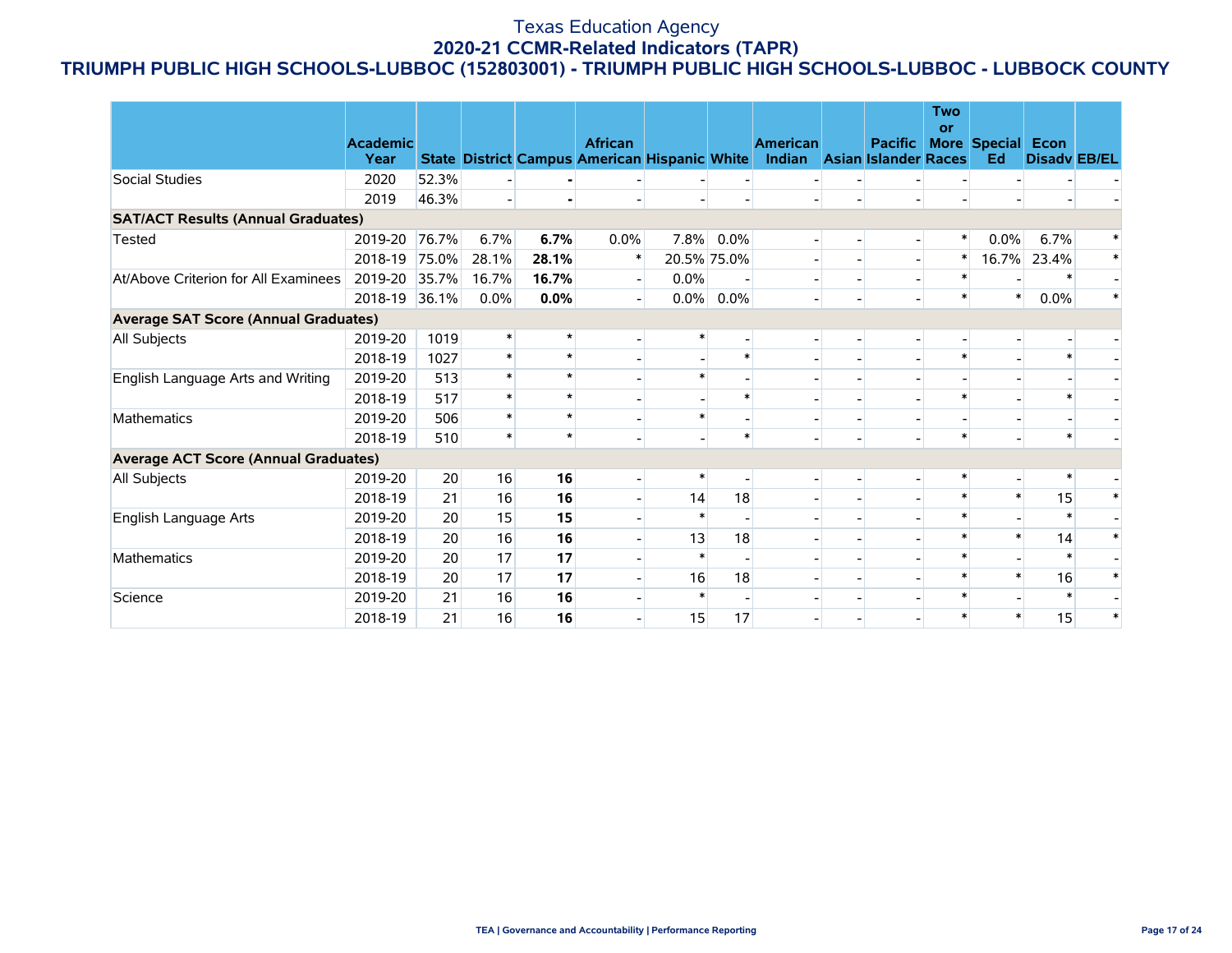Texas Education Agency

**2020-21 CCMR-Related Indicators (TAPR)**

**TRIUMPH PUBLIC HIGH SCHOOLS-LUBBOC (152803001) - TRIUMPH PUBLIC HIGH SCHOOLS-LUBBOC - LUBBOCK COUNTY**

| | Academic Year | State | District | Campus | African American | Hispanic | White | American Indian | Asian | Pacific Islander | Two or More Races | Special Ed | Econ Disadv | EB/EL |
|---|---|---|---|---|---|---|---|---|---|---|---|---|---|---|
| Social Studies | 2020 | 52.3% | - | **-** | - | - | - | - | - | - | - | - | - | - |
| | 2019 | 46.3% | - | **-** | - | - | - | - | - | - | - | - | - | - |
| **SAT/ACT Results (Annual Graduates)** | | | | | | | | | | | | | | |
| Tested | 2019-20 | 76.7% | 6.7% | **6.7%** | 0.0% | 7.8% | 0.0% | - | - | - | * | 0.0% | 6.7% | * |
| | 2018-19 | 75.0% | 28.1% | **28.1%** | * | 20.5% | 75.0% | - | - | - | * | 16.7% | 23.4% | * |
| At/Above Criterion for All Examinees | 2019-20 | 35.7% | 16.7% | **16.7%** | - | 0.0% | - | - | - | - | * | - | * | - |
| | 2018-19 | 36.1% | 0.0% | **0.0%** | - | 0.0% | 0.0% | - | - | - | * | * | 0.0% | * |
| **Average SAT Score (Annual Graduates)** | | | | | | | | | | | | | | |
| All Subjects | 2019-20 | 1019 | * | * | - | * | - | - | - | - | - | - | - | - |
| | 2018-19 | 1027 | * | * | - | - | * | - | - | - | * | - | * | - |
| English Language Arts and Writing | 2019-20 | 513 | * | * | - | * | - | - | - | - | - | - | - | - |
| | 2018-19 | 517 | * | * | - | - | * | - | - | - | * | - | * | - |
| Mathematics | 2019-20 | 506 | * | * | - | * | - | - | - | - | - | - | - | - |
| | 2018-19 | 510 | * | * | - | - | * | - | - | - | * | - | * | - |
| **Average ACT Score (Annual Graduates)** | | | | | | | | | | | | | | |
| All Subjects | 2019-20 | 20 | 16 | **16** | - | * | - | - | - | - | * | - | * | - |
| | 2018-19 | 21 | 16 | **16** | - | 14 | 18 | - | - | - | * | * | 15 | * |
| English Language Arts | 2019-20 | 20 | 15 | **15** | - | * | - | - | - | - | * | - | * | - |
| | 2018-19 | 20 | 16 | **16** | - | 13 | 18 | - | - | - | * | * | 14 | * |
| Mathematics | 2019-20 | 20 | 17 | **17** | - | * | - | - | - | - | * | - | * | - |
| | 2018-19 | 20 | 17 | **17** | - | 16 | 18 | - | - | - | * | * | 16 | * |
| Science | 2019-20 | 21 | 16 | **16** | - | * | - | - | - | - | * | - | * | - |
| | 2018-19 | 21 | 16 | **16** | - | 15 | 17 | - | - | - | * | * | 15 | * |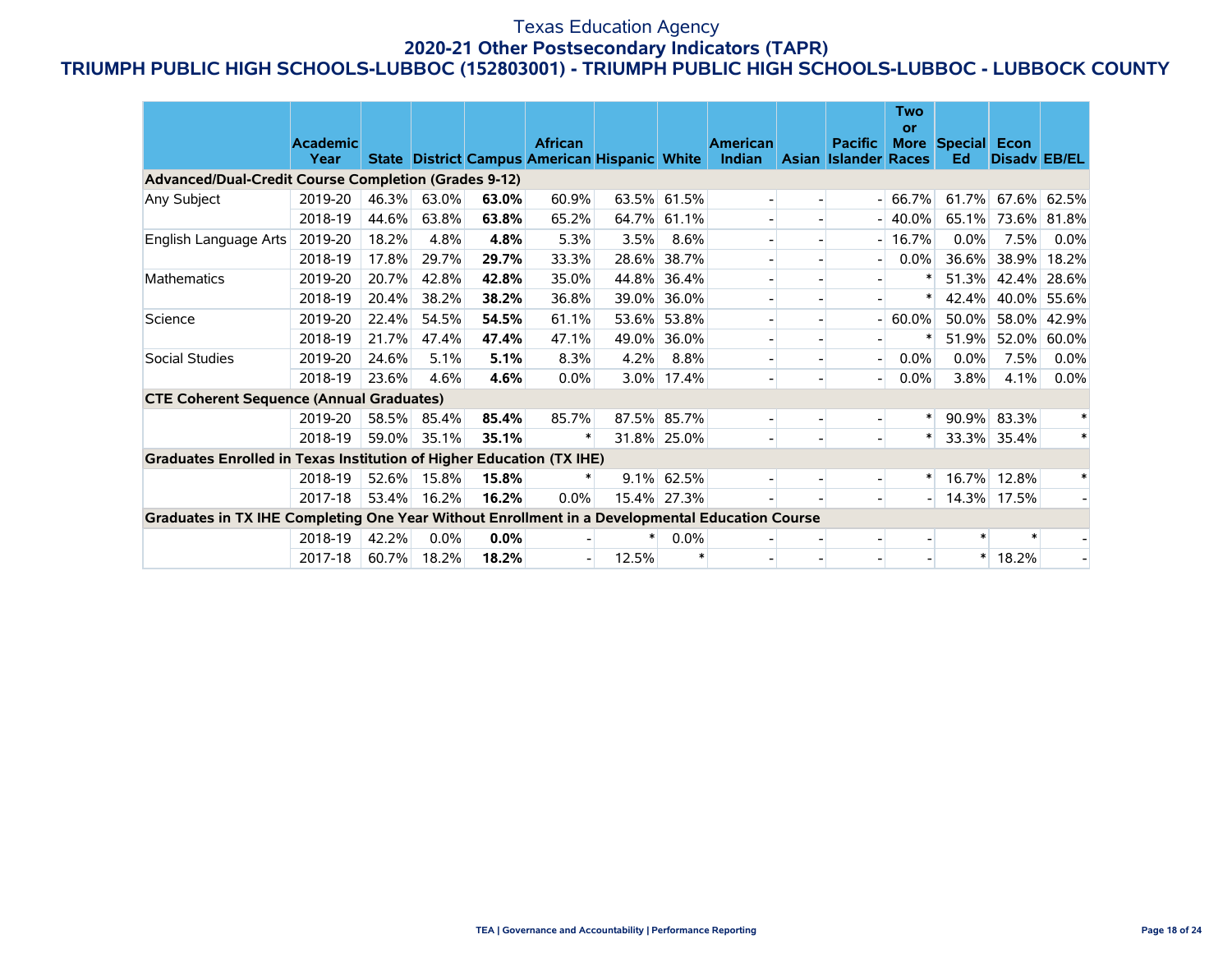# Texas Education Agency

## 2020-21 Other Postsecondary Indicators (TAPR)

## TRIUMPH PUBLIC HIGH SCHOOLS-LUBBOC (152803001) - TRIUMPH PUBLIC HIGH SCHOOLS-LUBBOC - LUBBOCK COUNTY

| | Academic Year | State | District | Campus | African American | Hispanic | White | American Indian | Asian | Pacific Islander | Two or More Races | Special Ed | Econ Disadv | EB/EL |
|---|---|---|---|---|---|---|---|---|---|---|---|---|---|---|
| **Advanced/Dual-Credit Course Completion (Grades 9-12)** | | | | | | | | | | | | | | |
| Any Subject | 2019-20 | 46.3% | 63.0% | **63.0%** | 60.9% | 63.5% | 61.5% | - | - | - | 66.7% | 61.7% | 67.6% | 62.5% |
| | 2018-19 | 44.6% | 63.8% | **63.8%** | 65.2% | 64.7% | 61.1% | - | - | - | 40.0% | 65.1% | 73.6% | 81.8% |
| English Language Arts | 2019-20 | 18.2% | 4.8% | **4.8%** | 5.3% | 3.5% | 8.6% | - | - | - | 16.7% | 0.0% | 7.5% | 0.0% |
| | 2018-19 | 17.8% | 29.7% | **29.7%** | 33.3% | 28.6% | 38.7% | - | - | - | 0.0% | 36.6% | 38.9% | 18.2% |
| Mathematics | 2019-20 | 20.7% | 42.8% | **42.8%** | 35.0% | 44.8% | 36.4% | - | - | - | * | 51.3% | 42.4% | 28.6% |
| | 2018-19 | 20.4% | 38.2% | **38.2%** | 36.8% | 39.0% | 36.0% | - | - | - | * | 42.4% | 40.0% | 55.6% |
| Science | 2019-20 | 22.4% | 54.5% | **54.5%** | 61.1% | 53.6% | 53.8% | - | - | - | 60.0% | 50.0% | 58.0% | 42.9% |
| | 2018-19 | 21.7% | 47.4% | **47.4%** | 47.1% | 49.0% | 36.0% | - | - | - | * | 51.9% | 52.0% | 60.0% |
| Social Studies | 2019-20 | 24.6% | 5.1% | **5.1%** | 8.3% | 4.2% | 8.8% | - | - | - | 0.0% | 0.0% | 7.5% | 0.0% |
| | 2018-19 | 23.6% | 4.6% | **4.6%** | 0.0% | 3.0% | 17.4% | - | - | - | 0.0% | 3.8% | 4.1% | 0.0% |
| **CTE Coherent Sequence (Annual Graduates)** | | | | | | | | | | | | | | |
| | 2019-20 | 58.5% | 85.4% | **85.4%** | 85.7% | 87.5% | 85.7% | - | - | - | * | 90.9% | 83.3% | * |
| | 2018-19 | 59.0% | 35.1% | **35.1%** | * | 31.8% | 25.0% | - | - | - | * | 33.3% | 35.4% | * |
| **Graduates Enrolled in Texas Institution of Higher Education (TX IHE)** | | | | | | | | | | | | | | |
| | 2018-19 | 52.6% | 15.8% | **15.8%** | * | 9.1% | 62.5% | - | - | - | * | 16.7% | 12.8% | * |
| | 2017-18 | 53.4% | 16.2% | **16.2%** | 0.0% | 15.4% | 27.3% | - | - | - | - | 14.3% | 17.5% | - |
| **Graduates in TX IHE Completing One Year Without Enrollment in a Developmental Education Course** | | | | | | | | | | | | | | |
| | 2018-19 | 42.2% | 0.0% | **0.0%** | - | * | 0.0% | - | - | - | - | * | * | - |
| | 2017-18 | 60.7% | 18.2% | **18.2%** | - | 12.5% | * | - | - | - | - | * | 18.2% | - |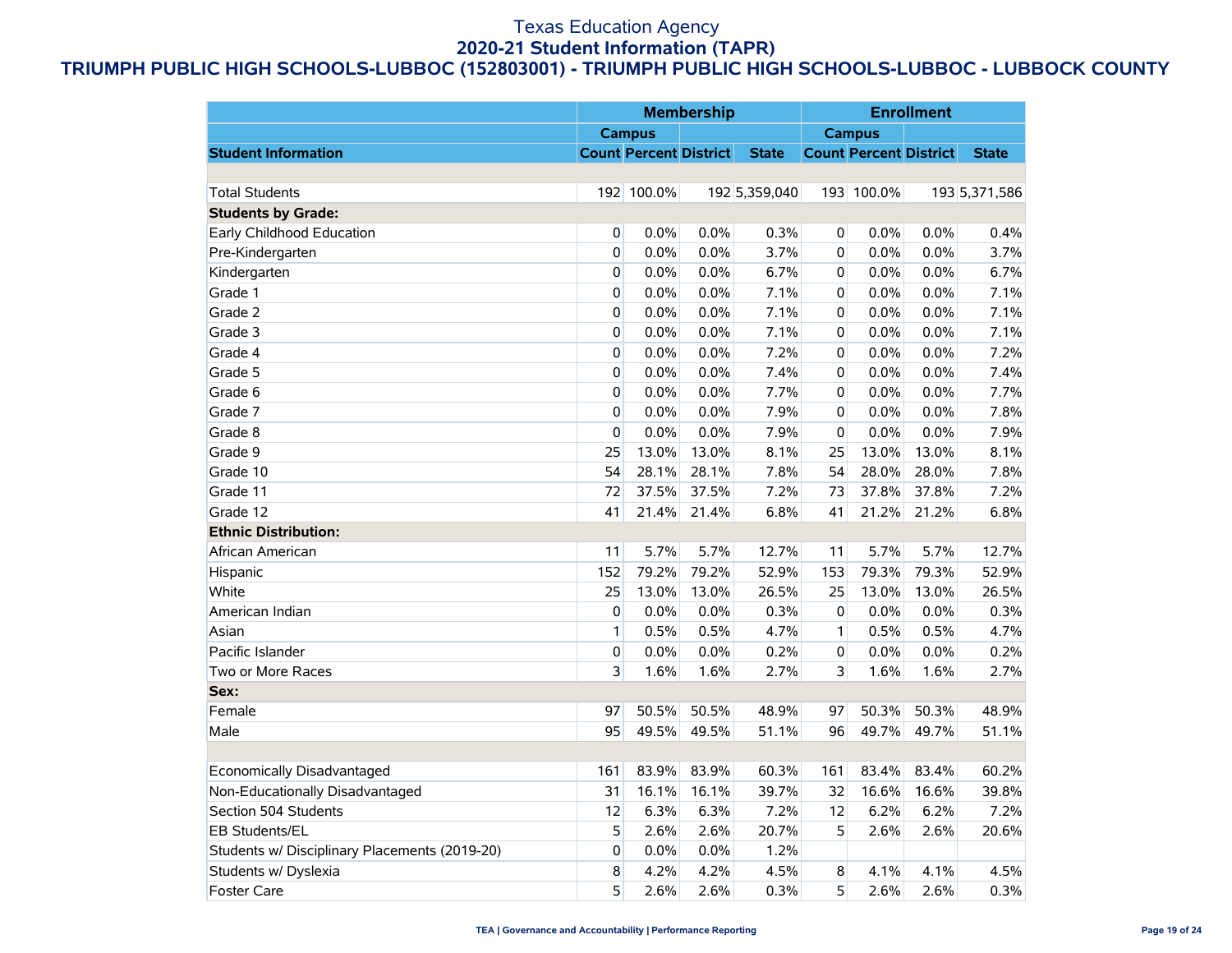# Texas Education Agency
## 2020-21 Student Information (TAPR)
### TRIUMPH PUBLIC HIGH SCHOOLS-LUBBOC (152803001) - TRIUMPH PUBLIC HIGH SCHOOLS-LUBBOC - LUBBOCK COUNTY

| | Membership | | | | Enrollment | | | |
|---|---|---|---|---|---|---|---|---|
| | Campus | | | | Campus | | | |
| **Student Information** | **Count** | **Percent** | **District** | **State** | **Count** | **Percent** | **District** | **State** |
| | | | | | | | | |
| Total Students | 192 | 100.0% | 192 | 5,359,040 | 193 | 100.0% | 193 | 5,371,586 |
| **Students by Grade:** | | | | | | | | |
| Early Childhood Education | 0 | 0.0% | 0.0% | 0.3% | 0 | 0.0% | 0.0% | 0.4% |
| Pre-Kindergarten | 0 | 0.0% | 0.0% | 3.7% | 0 | 0.0% | 0.0% | 3.7% |
| Kindergarten | 0 | 0.0% | 0.0% | 6.7% | 0 | 0.0% | 0.0% | 6.7% |
| Grade 1 | 0 | 0.0% | 0.0% | 7.1% | 0 | 0.0% | 0.0% | 7.1% |
| Grade 2 | 0 | 0.0% | 0.0% | 7.1% | 0 | 0.0% | 0.0% | 7.1% |
| Grade 3 | 0 | 0.0% | 0.0% | 7.1% | 0 | 0.0% | 0.0% | 7.1% |
| Grade 4 | 0 | 0.0% | 0.0% | 7.2% | 0 | 0.0% | 0.0% | 7.2% |
| Grade 5 | 0 | 0.0% | 0.0% | 7.4% | 0 | 0.0% | 0.0% | 7.4% |
| Grade 6 | 0 | 0.0% | 0.0% | 7.7% | 0 | 0.0% | 0.0% | 7.7% |
| Grade 7 | 0 | 0.0% | 0.0% | 7.9% | 0 | 0.0% | 0.0% | 7.8% |
| Grade 8 | 0 | 0.0% | 0.0% | 7.9% | 0 | 0.0% | 0.0% | 7.9% |
| Grade 9 | 25 | 13.0% | 13.0% | 8.1% | 25 | 13.0% | 13.0% | 8.1% |
| Grade 10 | 54 | 28.1% | 28.1% | 7.8% | 54 | 28.0% | 28.0% | 7.8% |
| Grade 11 | 72 | 37.5% | 37.5% | 7.2% | 73 | 37.8% | 37.8% | 7.2% |
| Grade 12 | 41 | 21.4% | 21.4% | 6.8% | 41 | 21.2% | 21.2% | 6.8% |
| **Ethnic Distribution:** | | | | | | | | |
| African American | 11 | 5.7% | 5.7% | 12.7% | 11 | 5.7% | 5.7% | 12.7% |
| Hispanic | 152 | 79.2% | 79.2% | 52.9% | 153 | 79.3% | 79.3% | 52.9% |
| White | 25 | 13.0% | 13.0% | 26.5% | 25 | 13.0% | 13.0% | 26.5% |
| American Indian | 0 | 0.0% | 0.0% | 0.3% | 0 | 0.0% | 0.0% | 0.3% |
| Asian | 1 | 0.5% | 0.5% | 4.7% | 1 | 0.5% | 0.5% | 4.7% |
| Pacific Islander | 0 | 0.0% | 0.0% | 0.2% | 0 | 0.0% | 0.0% | 0.2% |
| Two or More Races | 3 | 1.6% | 1.6% | 2.7% | 3 | 1.6% | 1.6% | 2.7% |
| **Sex:** | | | | | | | | |
| Female | 97 | 50.5% | 50.5% | 48.9% | 97 | 50.3% | 50.3% | 48.9% |
| Male | 95 | 49.5% | 49.5% | 51.1% | 96 | 49.7% | 49.7% | 51.1% |
| | | | | | | | | |
| Economically Disadvantaged | 161 | 83.9% | 83.9% | 60.3% | 161 | 83.4% | 83.4% | 60.2% |
| Non-Educationally Disadvantaged | 31 | 16.1% | 16.1% | 39.7% | 32 | 16.6% | 16.6% | 39.8% |
| Section 504 Students | 12 | 6.3% | 6.3% | 7.2% | 12 | 6.2% | 6.2% | 7.2% |
| EB Students/EL | 5 | 2.6% | 2.6% | 20.7% | 5 | 2.6% | 2.6% | 20.6% |
| Students w/ Disciplinary Placements (2019-20) | 0 | 0.0% | 0.0% | 1.2% | | | | |
| Students w/ Dyslexia | 8 | 4.2% | 4.2% | 4.5% | 8 | 4.1% | 4.1% | 4.5% |
| Foster Care | 5 | 2.6% | 2.6% | 0.3% | 5 | 2.6% | 2.6% | 0.3% |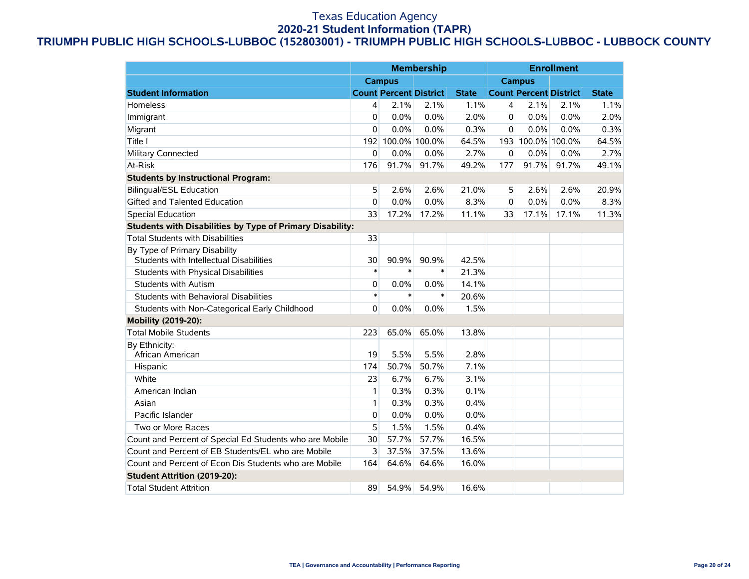# Texas Education Agency
## 2020-21 Student Information (TAPR)
## TRIUMPH PUBLIC HIGH SCHOOLS-LUBBOC (152803001) - TRIUMPH PUBLIC HIGH SCHOOLS-LUBBOC - LUBBOCK COUNTY

| | Membership | | | | Enrollment | | | |
|---|---|---|---|---|---|---|---|---|
| | Campus | | | | Campus | | | |
| **Student Information** | **Count** | **Percent** | **District** | **State** | **Count** | **Percent** | **District** | **State** |
| Homeless | 4 | 2.1% | 2.1% | 1.1% | 4 | 2.1% | 2.1% | 1.1% |
| Immigrant | 0 | 0.0% | 0.0% | 2.0% | 0 | 0.0% | 0.0% | 2.0% |
| Migrant | 0 | 0.0% | 0.0% | 0.3% | 0 | 0.0% | 0.0% | 0.3% |
| Title I | 192 | 100.0% | 100.0% | 64.5% | 193 | 100.0% | 100.0% | 64.5% |
| Military Connected | 0 | 0.0% | 0.0% | 2.7% | 0 | 0.0% | 0.0% | 2.7% |
| At-Risk | 176 | 91.7% | 91.7% | 49.2% | 177 | 91.7% | 91.7% | 49.1% |
| **Students by Instructional Program:** | | | | | | | | |
| Bilingual/ESL Education | 5 | 2.6% | 2.6% | 21.0% | 5 | 2.6% | 2.6% | 20.9% |
| Gifted and Talented Education | 0 | 0.0% | 0.0% | 8.3% | 0 | 0.0% | 0.0% | 8.3% |
| Special Education | 33 | 17.2% | 17.2% | 11.1% | 33 | 17.1% | 17.1% | 11.3% |
| **Students with Disabilities by Type of Primary Disability:** | | | | | | | | |
| Total Students with Disabilities | 33 | | | | | | | |
| By Type of Primary Disability<br>Students with Intellectual Disabilities | 30 | 90.9% | 90.9% | 42.5% | | | | |
| Students with Physical Disabilities | * | * | * | 21.3% | | | | |
| Students with Autism | 0 | 0.0% | 0.0% | 14.1% | | | | |
| Students with Behavioral Disabilities | * | * | * | 20.6% | | | | |
| Students with Non-Categorical Early Childhood | 0 | 0.0% | 0.0% | 1.5% | | | | |
| **Mobility (2019-20):** | | | | | | | | |
| Total Mobile Students | 223 | 65.0% | 65.0% | 13.8% | | | | |
| By Ethnicity:<br>African American | 19 | 5.5% | 5.5% | 2.8% | | | | |
| Hispanic | 174 | 50.7% | 50.7% | 7.1% | | | | |
| White | 23 | 6.7% | 6.7% | 3.1% | | | | |
| American Indian | 1 | 0.3% | 0.3% | 0.1% | | | | |
| Asian | 1 | 0.3% | 0.3% | 0.4% | | | | |
| Pacific Islander | 0 | 0.0% | 0.0% | 0.0% | | | | |
| Two or More Races | 5 | 1.5% | 1.5% | 0.4% | | | | |
| Count and Percent of Special Ed Students who are Mobile | 30 | 57.7% | 57.7% | 16.5% | | | | |
| Count and Percent of EB Students/EL who are Mobile | 3 | 37.5% | 37.5% | 13.6% | | | | |
| Count and Percent of Econ Dis Students who are Mobile | 164 | 64.6% | 64.6% | 16.0% | | | | |
| **Student Attrition (2019-20):** | | | | | | | | |
| Total Student Attrition | 89 | 54.9% | 54.9% | 16.6% | | | | |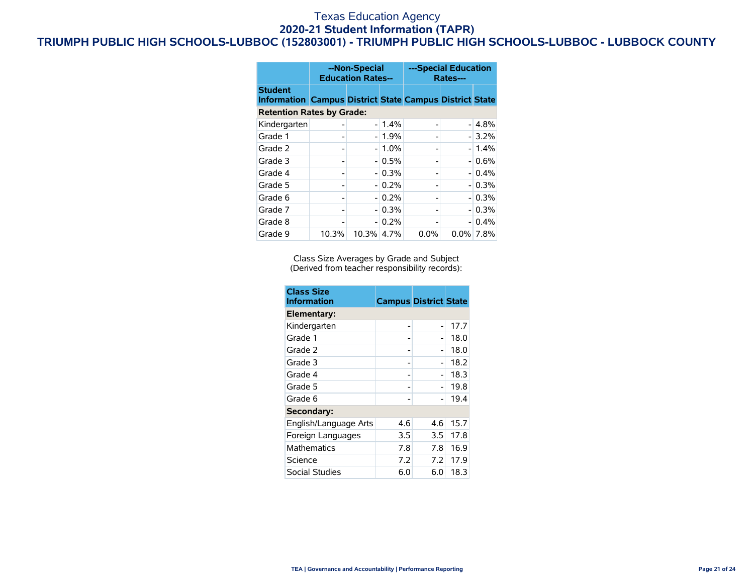# Texas Education Agency
## 2020-21 Student Information (TAPR)
### TRIUMPH PUBLIC HIGH SCHOOLS-LUBBOC (152803001) - TRIUMPH PUBLIC HIGH SCHOOLS-LUBBOC - LUBBOCK COUNTY

| | --Non-Special Education Rates-- | | | ---Special Education Rates--- | | |
|---|---|---|---|---|---|---|
| **Student Information** | **Campus** | **District** | **State** | **Campus** | **District** | **State** |
| **Retention Rates by Grade:** | | | | | | |
| Kindergarten | - | - | 1.4% | - | - | 4.8% |
| Grade 1 | - | - | 1.9% | - | - | 3.2% |
| Grade 2 | - | - | 1.0% | - | - | 1.4% |
| Grade 3 | - | - | 0.5% | - | - | 0.6% |
| Grade 4 | - | - | 0.3% | - | - | 0.4% |
| Grade 5 | - | - | 0.2% | - | - | 0.3% |
| Grade 6 | - | - | 0.2% | - | - | 0.3% |
| Grade 7 | - | - | 0.3% | - | - | 0.3% |
| Grade 8 | - | - | 0.2% | - | - | 0.4% |
| Grade 9 | 10.3% | 10.3% | 4.7% | 0.0% | 0.0% | 7.8% |

Class Size Averages by Grade and Subject
(Derived from teacher responsibility records):

| Class Size Information | Campus | District | State |
|---|---|---|---|
| **Elementary:** | | | |
| Kindergarten | - | - | 17.7 |
| Grade 1 | - | - | 18.0 |
| Grade 2 | - | - | 18.0 |
| Grade 3 | - | - | 18.2 |
| Grade 4 | - | - | 18.3 |
| Grade 5 | - | - | 19.8 |
| Grade 6 | - | - | 19.4 |
| **Secondary:** | | | |
| English/Language Arts | 4.6 | 4.6 | 15.7 |
| Foreign Languages | 3.5 | 3.5 | 17.8 |
| Mathematics | 7.8 | 7.8 | 16.9 |
| Science | 7.2 | 7.2 | 17.9 |
| Social Studies | 6.0 | 6.0 | 18.3 |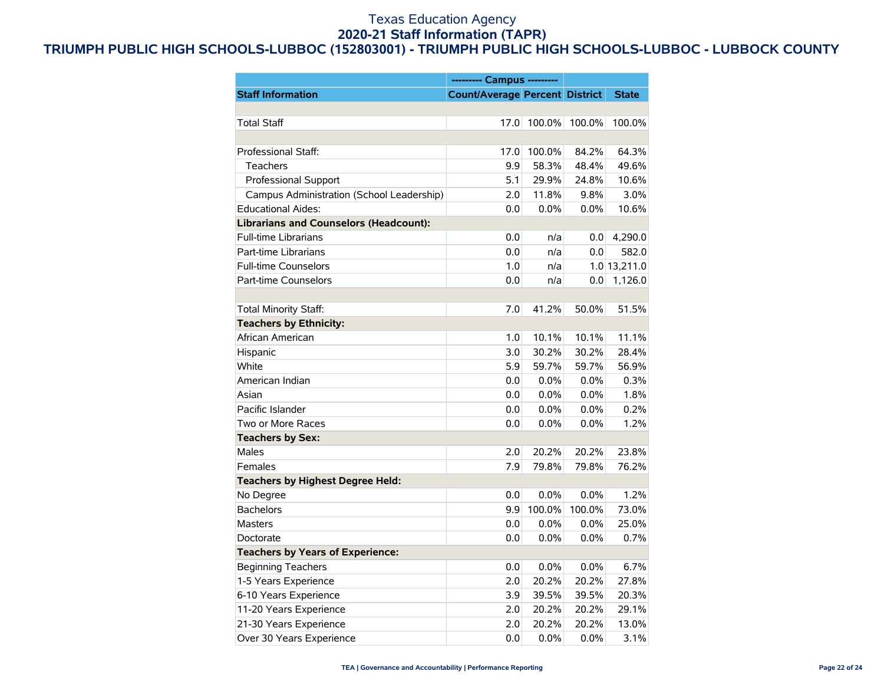# Texas Education Agency
## 2020-21 Staff Information (TAPR)
## TRIUMPH PUBLIC HIGH SCHOOLS-LUBBOC (152803001) - TRIUMPH PUBLIC HIGH SCHOOLS-LUBBOC - LUBBOCK COUNTY

| | --------- Campus --------- | | | |
|---|---|---|---|---|
| **Staff Information** | **Count/Average** | **Percent** | **District** | **State** |
| | | | | |
| Total Staff | 17.0 | 100.0% | 100.0% | 100.0% |
| | | | | |
| Professional Staff: | 17.0 | 100.0% | 84.2% | 64.3% |
| Teachers | 9.9 | 58.3% | 48.4% | 49.6% |
| Professional Support | 5.1 | 29.9% | 24.8% | 10.6% |
| Campus Administration (School Leadership) | 2.0 | 11.8% | 9.8% | 3.0% |
| Educational Aides: | 0.0 | 0.0% | 0.0% | 10.6% |
| **Librarians and Counselors (Headcount):** | | | | |
| Full-time Librarians | 0.0 | n/a | 0.0 | 4,290.0 |
| Part-time Librarians | 0.0 | n/a | 0.0 | 582.0 |
| Full-time Counselors | 1.0 | n/a | 1.0 | 13,211.0 |
| Part-time Counselors | 0.0 | n/a | 0.0 | 1,126.0 |
| | | | | |
| Total Minority Staff: | 7.0 | 41.2% | 50.0% | 51.5% |
| **Teachers by Ethnicity:** | | | | |
| African American | 1.0 | 10.1% | 10.1% | 11.1% |
| Hispanic | 3.0 | 30.2% | 30.2% | 28.4% |
| White | 5.9 | 59.7% | 59.7% | 56.9% |
| American Indian | 0.0 | 0.0% | 0.0% | 0.3% |
| Asian | 0.0 | 0.0% | 0.0% | 1.8% |
| Pacific Islander | 0.0 | 0.0% | 0.0% | 0.2% |
| Two or More Races | 0.0 | 0.0% | 0.0% | 1.2% |
| **Teachers by Sex:** | | | | |
| Males | 2.0 | 20.2% | 20.2% | 23.8% |
| Females | 7.9 | 79.8% | 79.8% | 76.2% |
| **Teachers by Highest Degree Held:** | | | | |
| No Degree | 0.0 | 0.0% | 0.0% | 1.2% |
| Bachelors | 9.9 | 100.0% | 100.0% | 73.0% |
| Masters | 0.0 | 0.0% | 0.0% | 25.0% |
| Doctorate | 0.0 | 0.0% | 0.0% | 0.7% |
| **Teachers by Years of Experience:** | | | | |
| Beginning Teachers | 0.0 | 0.0% | 0.0% | 6.7% |
| 1-5 Years Experience | 2.0 | 20.2% | 20.2% | 27.8% |
| 6-10 Years Experience | 3.9 | 39.5% | 39.5% | 20.3% |
| 11-20 Years Experience | 2.0 | 20.2% | 20.2% | 29.1% |
| 21-30 Years Experience | 2.0 | 20.2% | 20.2% | 13.0% |
| Over 30 Years Experience | 0.0 | 0.0% | 0.0% | 3.1% |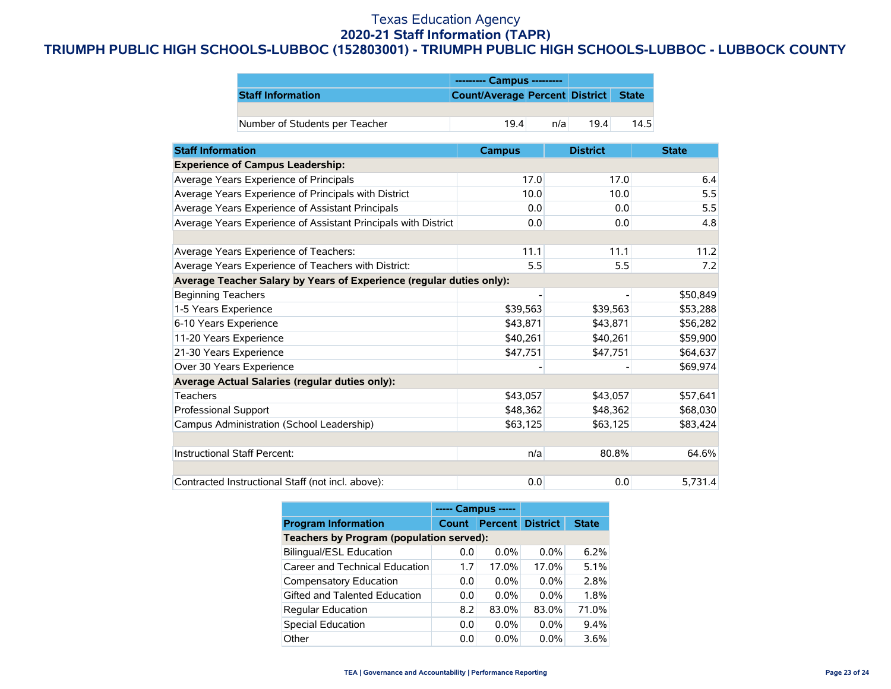# Texas Education Agency

## 2020-21 Staff Information (TAPR)

## TRIUMPH PUBLIC HIGH SCHOOLS-LUBBOC (152803001) - TRIUMPH PUBLIC HIGH SCHOOLS-LUBBOC - LUBBOCK COUNTY

| | --------- Campus --------- | | | |
|---|---|---|---|---|
| **Staff Information** | **Count/Average** | **Percent** | **District** | **State** |
| | | | | |
| Number of Students per Teacher | 19.4 | n/a | 19.4 | 14.5 |

| Staff Information | Campus | District | State |
|---|---|---|---|
| **Experience of Campus Leadership:** | | | |
| Average Years Experience of Principals | 17.0 | 17.0 | 6.4 |
| Average Years Experience of Principals with District | 10.0 | 10.0 | 5.5 |
| Average Years Experience of Assistant Principals | 0.0 | 0.0 | 5.5 |
| Average Years Experience of Assistant Principals with District | 0.0 | 0.0 | 4.8 |
| | | | |
| Average Years Experience of Teachers: | 11.1 | 11.1 | 11.2 |
| Average Years Experience of Teachers with District: | 5.5 | 5.5 | 7.2 |
| **Average Teacher Salary by Years of Experience (regular duties only):** | | | |
| Beginning Teachers | - | - | $50,849 |
| 1-5 Years Experience | $39,563 | $39,563 | $53,288 |
| 6-10 Years Experience | $43,871 | $43,871 | $56,282 |
| 11-20 Years Experience | $40,261 | $40,261 | $59,900 |
| 21-30 Years Experience | $47,751 | $47,751 | $64,637 |
| Over 30 Years Experience | - | - | $69,974 |
| **Average Actual Salaries (regular duties only):** | | | |
| Teachers | $43,057 | $43,057 | $57,641 |
| Professional Support | $48,362 | $48,362 | $68,030 |
| Campus Administration (School Leadership) | $63,125 | $63,125 | $83,424 |
| | | | |
| Instructional Staff Percent: | n/a | 80.8% | 64.6% |
| | | | |
| Contracted Instructional Staff (not incl. above): | 0.0 | 0.0 | 5,731.4 |

| | ----- Campus ----- | | | |
|---|---|---|---|---|
| **Program Information** | **Count** | **Percent** | **District** | **State** |
| **Teachers by Program (population served):** | | | | |
| Bilingual/ESL Education | 0.0 | 0.0% | 0.0% | 6.2% |
| Career and Technical Education | 1.7 | 17.0% | 17.0% | 5.1% |
| Compensatory Education | 0.0 | 0.0% | 0.0% | 2.8% |
| Gifted and Talented Education | 0.0 | 0.0% | 0.0% | 1.8% |
| Regular Education | 8.2 | 83.0% | 83.0% | 71.0% |
| Special Education | 0.0 | 0.0% | 0.0% | 9.4% |
| Other | 0.0 | 0.0% | 0.0% | 3.6% |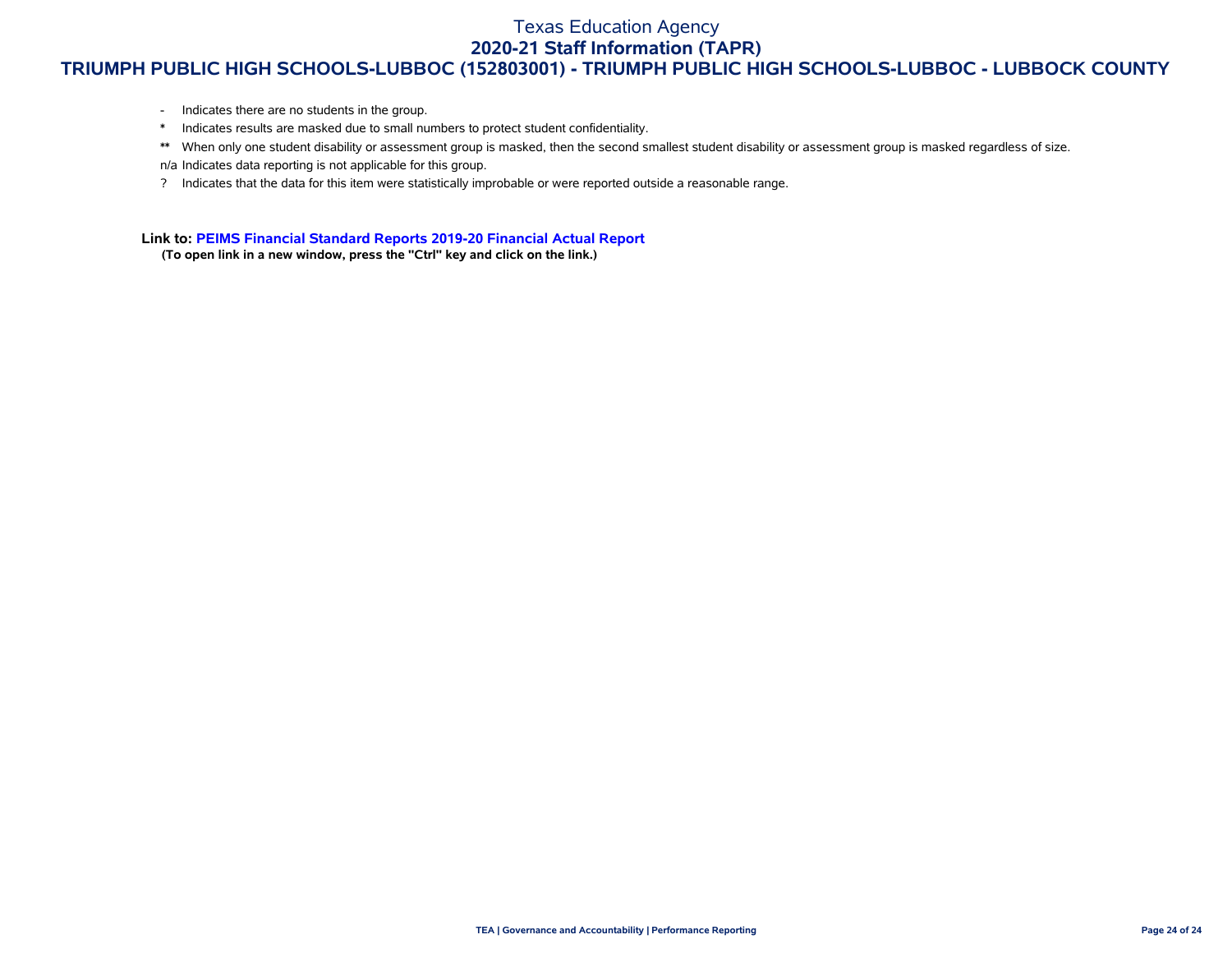- Indicates there are no students in the group.
* Indicates results are masked due to small numbers to protect student confidentiality.
** When only one student disability or assessment group is masked, then the second smallest student disability or assessment group is masked regardless of size.
n/a Indicates data reporting is not applicable for this group.
? Indicates that the data for this item were statistically improbable or were reported outside a reasonable range.

**Link to: PEIMS Financial Standard Reports 2019-20 Financial Actual Report**
**(To open link in a new window, press the "Ctrl" key and click on the link.)**